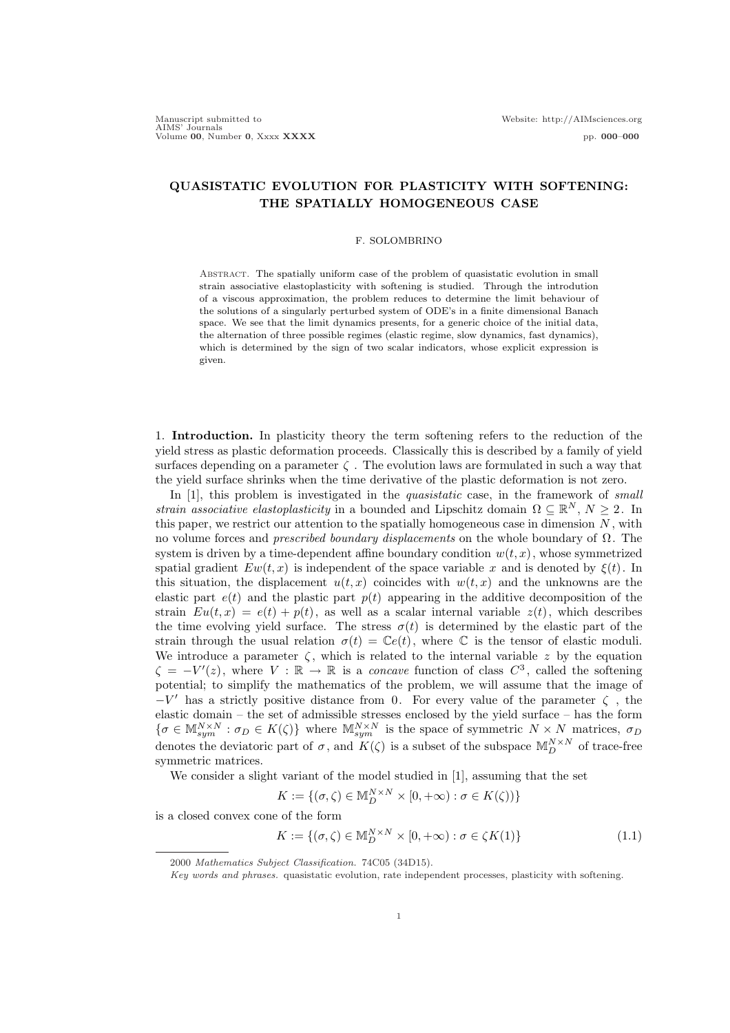# QUASISTATIC EVOLUTION FOR PLASTICITY WITH SOFTENING: THE SPATIALLY HOMOGENEOUS CASE

F. SOLOMBRINO

Abstract. The spatially uniform case of the problem of quasistatic evolution in small strain associative elastoplasticity with softening is studied. Through the introdution of a viscous approximation, the problem reduces to determine the limit behaviour of the solutions of a singularly perturbed system of ODE's in a finite dimensional Banach space. We see that the limit dynamics presents, for a generic choice of the initial data, the alternation of three possible regimes (elastic regime, slow dynamics, fast dynamics), which is determined by the sign of two scalar indicators, whose explicit expression is given.

1. **Introduction.** In plasticity theory the term softening refers to the reduction of the yield stress as plastic deformation proceeds. Classically this is described by a family of yield surfaces depending on a parameter $\zeta$. The evolution laws are formulated in such a way that the yield surface shrinks when the time derivative of the plastic deformation is not zero.

In [1], this problem is investigated in the *quasistatic* case, in the framework of *small strain associative elastoplasticity* in a bounded and Lipschitz domain $\Omega \subseteq \mathbb{R}^N$, $N \geq 2$. In this paper, we restrict our attention to the spatially homogeneous case in dimension $N$, with no volume forces and *prescribed boundary displacements* on the whole boundary of $\Omega$. The system is driven by a time-dependent affine boundary condition $w(t,x)$, whose symmetrized spatial gradient $Ew(t,x)$ is independent of the space variable $x$ and is denoted by $\xi(t)$. In this situation, the displacement $u(t,x)$ coincides with $w(t,x)$ and the unknowns are the elastic part $e(t)$ and the plastic part $p(t)$ appearing in the additive decomposition of the strain $Eu(t,x) = e(t) + p(t)$, as well as a scalar internal variable $z(t)$, which describes the time evolving yield surface. The stress $\sigma(t)$ is determined by the elastic part of the strain through the usual relation $\sigma(t) = \mathbb{C}e(t)$, where $\mathbb{C}$ is the tensor of elastic moduli. We introduce a parameter $\zeta$, which is related to the internal variable $z$ by the equation $\zeta = -V'(z)$, where $V : \mathbb{R} \to \mathbb{R}$ is a *concave* function of class $C^3$, called the softening potential; to simplify the mathematics of the problem, we will assume that the image of $-V'$ has a strictly positive distance from $0$. For every value of the parameter $\zeta$, the elastic domain – the set of admissible stresses enclosed by the yield surface – has the form $\{\sigma \in \mathbb{M}^{N\times N}_{sym} : \sigma_D \in K(\zeta)\}$ where $\mathbb{M}^{N\times N}_{sym}$ is the space of symmetric $N \times N$ matrices, $\sigma_D$ denotes the deviatoric part of $\sigma$, and $K(\zeta)$ is a subset of the subspace $\mathbb{M}^{N\times N}_D$ of trace-free symmetric matrices.

We consider a slight variant of the model studied in [1], assuming that the set

$$K := \{(\sigma,\zeta) \in \mathbb{M}^{N\times N}_D \times [0,+\infty) : \sigma \in K(\zeta)\}$$

is a closed convex cone of the form

$$K := \{(\sigma,\zeta) \in \mathbb{M}^{N\times N}_D \times [0,+\infty) : \sigma \in \zeta K(1)\} \tag{1.1}$$

---

2000 *Mathematics Subject Classification.* 74C05 (34D15).

*Key words and phrases.* quasistatic evolution, rate independent processes, plasticity with softening.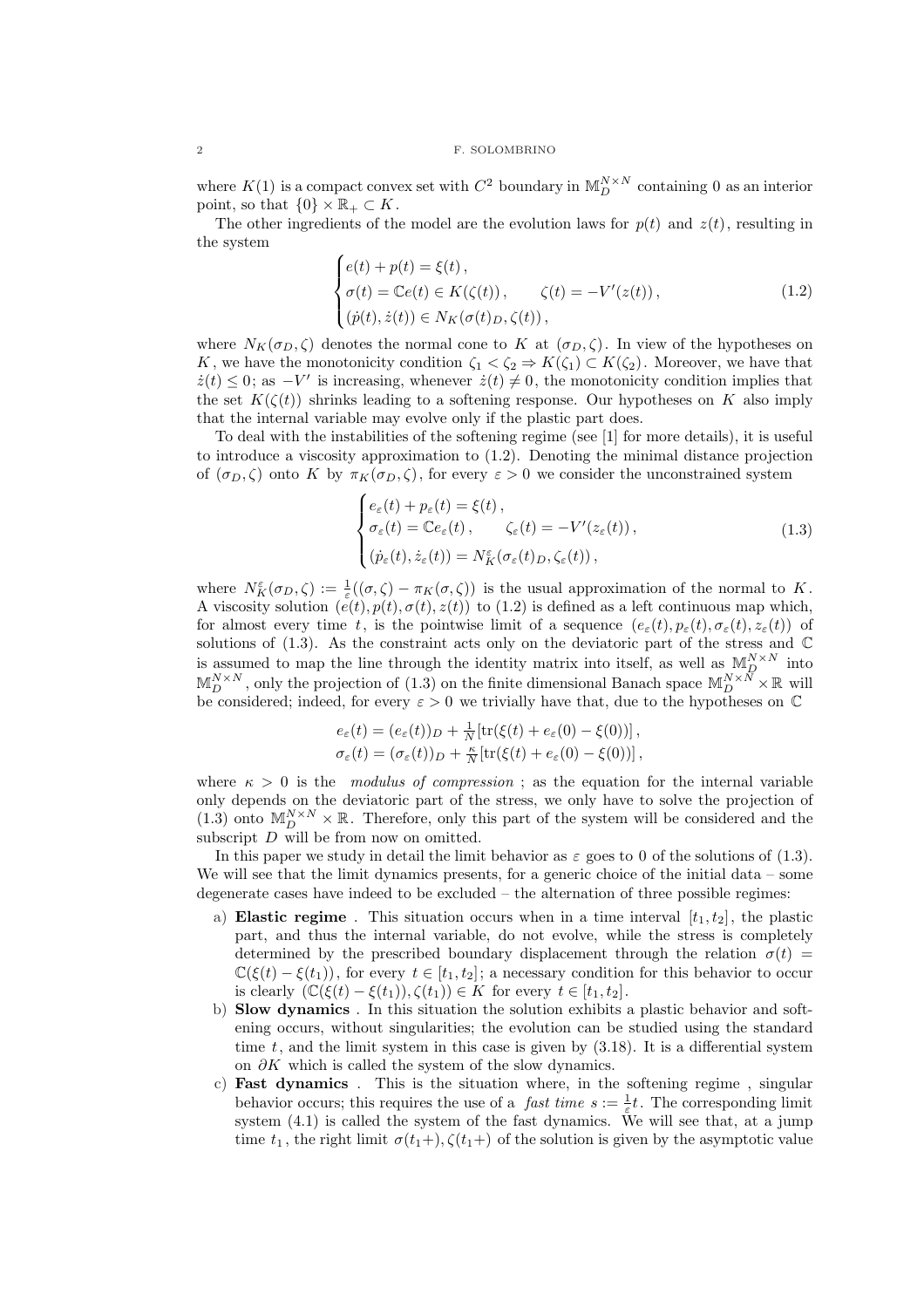where $K(1)$ is a compact convex set with $C^2$ boundary in $\mathbb{M}^{N\times N}_D$ containing 0 as an interior point, so that $\{0\}\times\mathbb{R}_+\subset K$.

The other ingredients of the model are the evolution laws for $p(t)$ and $z(t)$, resulting in the system

$$
\begin{cases}
e(t)+p(t)=\xi(t)\,,\\
\sigma(t)=\mathbb{C}e(t)\in K(\zeta(t))\,, \qquad \zeta(t)=-V'(z(t))\,,\\
(\dot p(t),\dot z(t))\in N_K(\sigma(t)_D,\zeta(t))\,,
\end{cases}
\tag{1.2}
$$

where $N_K(\sigma_D,\zeta)$ denotes the normal cone to $K$ at $(\sigma_D,\zeta)$. In view of the hypotheses on $K$, we have the monotonicity condition $\zeta_1<\zeta_2\Rightarrow K(\zeta_1)\subset K(\zeta_2)$. Moreover, we have that $\dot z(t)\le 0$; as $-V'$ is increasing, whenever $\dot z(t)\neq 0$, the monotonicity condition implies that the set $K(\zeta(t))$ shrinks leading to a softening response. Our hypotheses on $K$ also imply that the internal variable may evolve only if the plastic part does.

To deal with the instabilities of the softening regime (see [1] for more details), it is useful to introduce a viscosity approximation to (1.2). Denoting the minimal distance projection of $(\sigma_D,\zeta)$ onto $K$ by $\pi_K(\sigma_D,\zeta)$, for every $\varepsilon>0$ we consider the unconstrained system

$$
\begin{cases}
e_\varepsilon(t)+p_\varepsilon(t)=\xi(t)\,,\\
\sigma_\varepsilon(t)=\mathbb{C}e_\varepsilon(t)\,, \qquad \zeta_\varepsilon(t)=-V'(z_\varepsilon(t))\,,\\
(\dot p_\varepsilon(t),\dot z_\varepsilon(t))= N^\varepsilon_K(\sigma_\varepsilon(t)_D,\zeta_\varepsilon(t))\,,
\end{cases}
\tag{1.3}
$$

where $N^\varepsilon_K(\sigma_D,\zeta):=\frac{1}{\varepsilon}((\sigma,\zeta)-\pi_K(\sigma,\zeta))$ is the usual approximation of the normal to $K$. A viscosity solution $(e(t),p(t),\sigma(t),z(t))$ to (1.2) is defined as a left continuous map which, for almost every time $t$, is the pointwise limit of a sequence $(e_\varepsilon(t),p_\varepsilon(t),\sigma_\varepsilon(t),z_\varepsilon(t))$ of solutions of (1.3). As the constraint acts only on the deviatoric part of the stress and $\mathbb{C}$ is assumed to map the line through the identity matrix into itself, as well as $\mathbb{M}^{N\times N}_D$ into $\mathbb{M}^{N\times N}_D$, only the projection of (1.3) on the finite dimensional Banach space $\mathbb{M}^{N\times N}_D\times\mathbb{R}$ will be considered; indeed, for every $\varepsilon>0$ we trivially have that, due to the hypotheses on $\mathbb{C}$

$$
\begin{aligned}
e_\varepsilon(t)&=(e_\varepsilon(t))_D+\tfrac{1}{N}[\mathrm{tr}(\xi(t)+e_\varepsilon(0)-\xi(0))]\,,\\
\sigma_\varepsilon(t)&=(\sigma_\varepsilon(t))_D+\tfrac{\kappa}{N}[\mathrm{tr}(\xi(t)+e_\varepsilon(0)-\xi(0))]\,,
\end{aligned}
$$

where $\kappa>0$ is the *modulus of compression* ; as the equation for the internal variable only depends on the deviatoric part of the stress, we only have to solve the projection of (1.3) onto $\mathbb{M}^{N\times N}_D\times\mathbb{R}$. Therefore, only this part of the system will be considered and the subscript $D$ will be from now on omitted.

In this paper we study in detail the limit behavior as $\varepsilon$ goes to 0 of the solutions of (1.3). We will see that the limit dynamics presents, for a generic choice of the initial data – some degenerate cases have indeed to be excluded – the alternation of three possible regimes:

a) **Elastic regime** . This situation occurs when in a time interval $[t_1,t_2]$, the plastic part, and thus the internal variable, do not evolve, while the stress is completely determined by the prescribed boundary displacement through the relation $\sigma(t)=\mathbb{C}(\xi(t)-\xi(t_1))$, for every $t\in[t_1,t_2]$; a necessary condition for this behavior to occur is clearly $(\mathbb{C}(\xi(t)-\xi(t_1)),\zeta(t_1))\in K$ for every $t\in[t_1,t_2]$.

b) **Slow dynamics** . In this situation the solution exhibits a plastic behavior and softening occurs, without singularities; the evolution can be studied using the standard time $t$, and the limit system in this case is given by (3.18). It is a differential system on $\partial K$ which is called the system of the slow dynamics.

c) **Fast dynamics** . This is the situation where, in the softening regime , singular behavior occurs; this requires the use of a *fast time* $s:=\frac{1}{\varepsilon}t$. The corresponding limit system (4.1) is called the system of the fast dynamics. We will see that, at a jump time $t_1$, the right limit $\sigma(t_1+),\zeta(t_1+)$ of the solution is given by the asymptotic value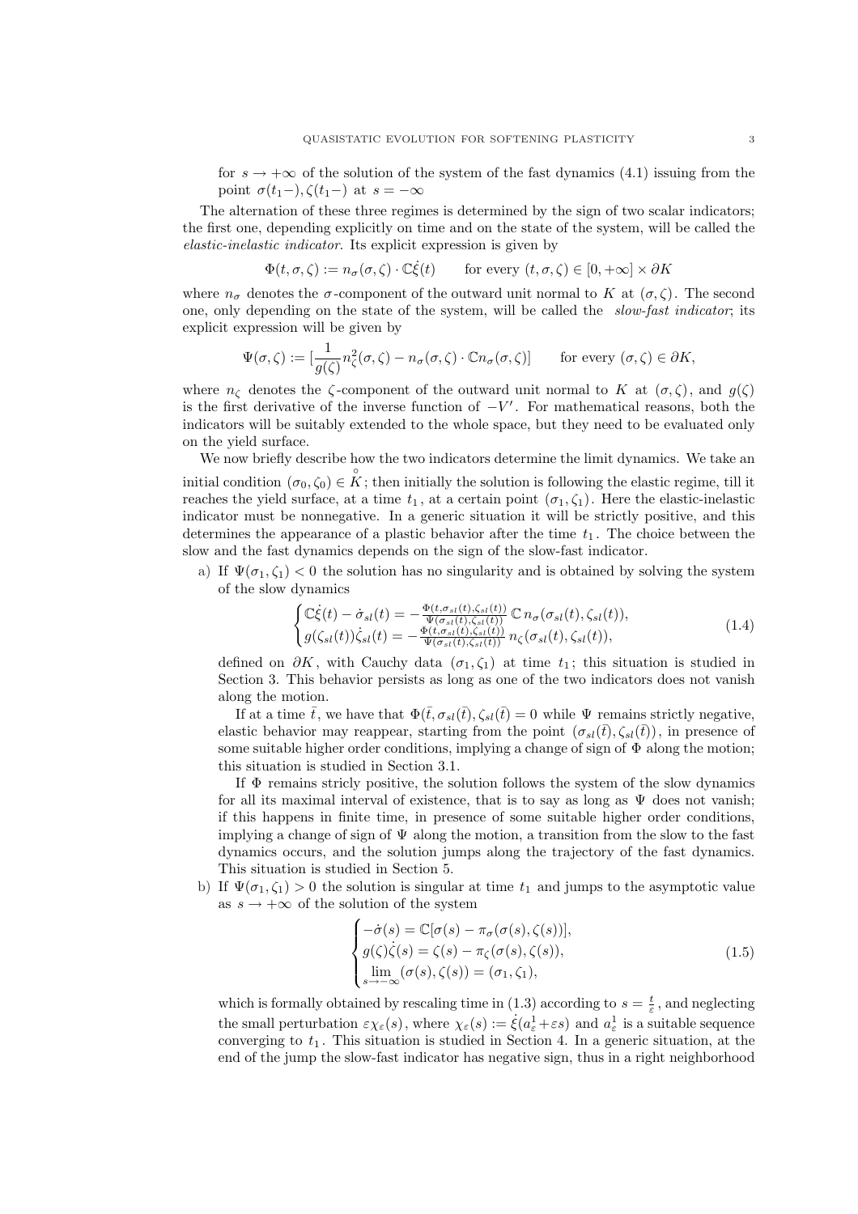for $s \to +\infty$ of the solution of the system of the fast dynamics (4.1) issuing from the point $\sigma(t_1-), \zeta(t_1-)$ at $s = -\infty$

The alternation of these three regimes is determined by the sign of two scalar indicators; the first one, depending explicitly on time and on the state of the system, will be called the *elastic-inelastic indicator*. Its explicit expression is given by

$$\Phi(t, \sigma, \zeta) := n_\sigma(\sigma, \zeta) \cdot \mathbb{C}\dot{\xi}(t) \qquad \text{for every } (t, \sigma, \zeta) \in [0, +\infty] \times \partial K$$

where $n_\sigma$ denotes the $\sigma$-component of the outward unit normal to $K$ at $(\sigma, \zeta)$. The second one, only depending on the state of the system, will be called the *slow-fast indicator*; its explicit expression will be given by

$$\Psi(\sigma, \zeta) := [\frac{1}{g(\zeta)} n_\zeta^2(\sigma, \zeta) - n_\sigma(\sigma, \zeta) \cdot \mathbb{C} n_\sigma(\sigma, \zeta)] \qquad \text{for every } (\sigma, \zeta) \in \partial K,$$

where $n_\zeta$ denotes the $\zeta$-component of the outward unit normal to $K$ at $(\sigma, \zeta)$, and $g(\zeta)$ is the first derivative of the inverse function of $-V'$. For mathematical reasons, both the indicators will be suitably extended to the whole space, but they need to be evaluated only on the yield surface.

We now briefly describe how the two indicators determine the limit dynamics. We take an initial condition $(\sigma_0, \zeta_0) \in \overset{\circ}{K}$; then initially the solution is following the elastic regime, till it reaches the yield surface, at a time $t_1$, at a certain point $(\sigma_1, \zeta_1)$. Here the elastic-inelastic indicator must be nonnegative. In a generic situation it will be strictly positive, and this determines the appearance of a plastic behavior after the time $t_1$. The choice between the slow and the fast dynamics depends on the sign of the slow-fast indicator.

a) If $\Psi(\sigma_1, \zeta_1) < 0$ the solution has no singularity and is obtained by solving the system of the slow dynamics

$$\begin{cases} \mathbb{C}\dot{\xi}(t) - \dot{\sigma}_{sl}(t) = -\frac{\Phi(t, \sigma_{sl}(t), \zeta_{sl}(t))}{\Psi(\sigma_{sl}(t), \zeta_{sl}(t))} \, \mathbb{C} \, n_\sigma(\sigma_{sl}(t), \zeta_{sl}(t)), \\ g(\zeta_{sl}(t))\dot{\zeta}_{sl}(t) = -\frac{\Phi(t, \sigma_{sl}(t), \zeta_{sl}(t))}{\Psi(\sigma_{sl}(t), \zeta_{sl}(t))} \, n_\zeta(\sigma_{sl}(t), \zeta_{sl}(t)), \end{cases} \tag{1.4}$$

defined on $\partial K$, with Cauchy data $(\sigma_1, \zeta_1)$ at time $t_1$; this situation is studied in Section 3. This behavior persists as long as one of the two indicators does not vanish along the motion.

If at a time $\bar{t}$, we have that $\Phi(\bar{t}, \sigma_{sl}(\bar{t}), \zeta_{sl}(\bar{t}) = 0$ while $\Psi$ remains strictly negative, elastic behavior may reappear, starting from the point $(\sigma_{sl}(\bar{t}), \zeta_{sl}(\bar{t}))$, in presence of some suitable higher order conditions, implying a change of sign of $\Phi$ along the motion; this situation is studied in Section 3.1.

If $\Phi$ remains stricly positive, the solution follows the system of the slow dynamics for all its maximal interval of existence, that is to say as long as $\Psi$ does not vanish; if this happens in finite time, in presence of some suitable higher order conditions, implying a change of sign of $\Psi$ along the motion, a transition from the slow to the fast dynamics occurs, and the solution jumps along the trajectory of the fast dynamics. This situation is studied in Section 5.

b) If $\Psi(\sigma_1, \zeta_1) > 0$ the solution is singular at time $t_1$ and jumps to the asymptotic value as $s \to +\infty$ of the solution of the system

$$\begin{cases} -\dot{\sigma}(s) = \mathbb{C}[\sigma(s) - \pi_\sigma(\sigma(s), \zeta(s))], \\ g(\zeta)\dot{\zeta}(s) = \zeta(s) - \pi_\zeta(\sigma(s), \zeta(s)), \\ \lim\limits_{s \to -\infty} (\sigma(s), \zeta(s)) = (\sigma_1, \zeta_1), \end{cases} \tag{1.5}$$

which is formally obtained by rescaling time in (1.3) according to $s = \frac{t}{\varepsilon}$, and neglecting the small perturbation $\varepsilon \chi_\varepsilon(s)$, where $\chi_\varepsilon(s) := \dot{\xi}(a_\varepsilon^1 + \varepsilon s)$ and $a_\varepsilon^1$ is a suitable sequence converging to $t_1$. This situation is studied in Section 4. In a generic situation, at the end of the jump the slow-fast indicator has negative sign, thus in a right neighborhood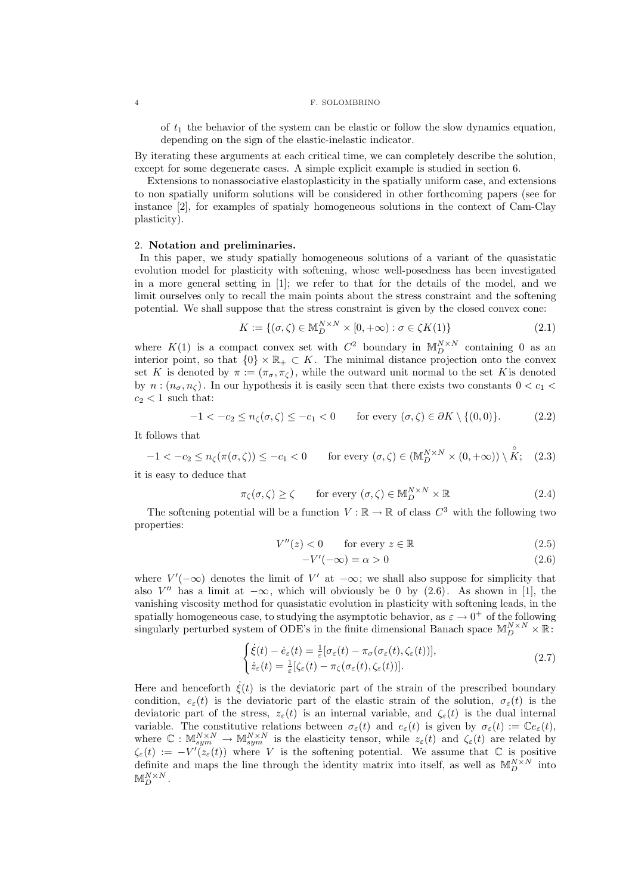of $t_1$ the behavior of the system can be elastic or follow the slow dynamics equation, depending on the sign of the elastic-inelastic indicator.

By iterating these arguments at each critical time, we can completely describe the solution, except for some degenerate cases. A simple explicit example is studied in section 6.

Extensions to nonassociative elastoplasticity in the spatially uniform case, and extensions to non spatially uniform solutions will be considered in other forthcoming papers (see for instance [2], for examples of spatialy homogeneous solutions in the context of Cam-Clay plasticity).

## 2. Notation and preliminaries.

In this paper, we study spatially homogeneous solutions of a variant of the quasistatic evolution model for plasticity with softening, whose well-posedness has been investigated in a more general setting in [1]; we refer to that for the details of the model, and we limit ourselves only to recall the main points about the stress constraint and the softening potential. We shall suppose that the stress constraint is given by the closed convex cone:

$$K := \{(\sigma, \zeta) \in \mathbb{M}^{N\times N}_D \times [0, +\infty) : \sigma \in \zeta K(1)\} \tag{2.1}$$

where $K(1)$ is a compact convex set with $C^2$ boundary in $\mathbb{M}^{N\times N}_D$ containing 0 as an interior point, so that $\{0\} \times \mathbb{R}_+ \subset K$. The minimal distance projection onto the convex set $K$ is denoted by $\pi := (\pi_\sigma, \pi_\zeta)$, while the outward unit normal to the set $K$is denoted by $n : (n_\sigma, n_\zeta)$. In our hypothesis it is easily seen that there exists two constants $0 < c_1 < c_2 < 1$ such that:

$$-1 < -c_2 \le n_\zeta(\sigma, \zeta) \le -c_1 < 0 \qquad \text{for every } (\sigma, \zeta) \in \partial K \setminus \{(0, 0)\}. \tag{2.2}$$

It follows that

$$-1 < -c_2 \le n_\zeta(\pi(\sigma, \zeta)) \le -c_1 < 0 \qquad \text{for every } (\sigma, \zeta) \in (\mathbb{M}^{N\times N}_D \times (0, +\infty)) \setminus \mathring{K}; \tag{2.3}$$

it is easy to deduce that

$$\pi_\zeta(\sigma, \zeta) \ge \zeta \qquad \text{for every } (\sigma, \zeta) \in \mathbb{M}^{N\times N}_D \times \mathbb{R} \tag{2.4}$$

The softening potential will be a function $V : \mathbb{R} \to \mathbb{R}$ of class $C^3$ with the following two properties:

$$V''(z) < 0 \qquad \text{for every } z \in \mathbb{R} \tag{2.5}$$

$$-V'(-\infty) = \alpha > 0 \tag{2.6}$$

where $V'(-\infty)$ denotes the limit of $V'$ at $-\infty$; we shall also suppose for simplicity that also $V''$ has a limit at $-\infty$, which will obviously be 0 by (2.6). As shown in [1], the vanishing viscosity method for quasistatic evolution in plasticity with softening leads, in the spatially homogeneous case, to studying the asymptotic behavior, as $\varepsilon \to 0^+$ of the following singularly perturbed system of ODE's in the finite dimensional Banach space $\mathbb{M}^{N\times N}_D \times \mathbb{R}$:

$$\begin{cases} \dot{\xi}(t) - \dot{e}_\varepsilon(t) = \frac{1}{\varepsilon}[\sigma_\varepsilon(t) - \pi_\sigma(\sigma_\varepsilon(t), \zeta_\varepsilon(t))], \\ \dot{z}_\varepsilon(t) = \frac{1}{\varepsilon}[\zeta_\varepsilon(t) - \pi_\zeta(\sigma_\varepsilon(t), \zeta_\varepsilon(t))]. \end{cases} \tag{2.7}$$

Here and henceforth $\dot{\xi}(t)$ is the deviatoric part of the strain of the prescribed boundary condition, $e_\varepsilon(t)$ is the deviatoric part of the elastic strain of the solution, $\sigma_\varepsilon(t)$ is the deviatoric part of the stress, $z_\varepsilon(t)$ is an internal variable, and $\zeta_\varepsilon(t)$ is the dual internal variable. The constitutive relations between $\sigma_\varepsilon(t)$ and $e_\varepsilon(t)$ is given by $\sigma_\varepsilon(t) := \mathbb{C}e_\varepsilon(t)$, where $\mathbb{C} : \mathbb{M}^{N\times N}_{sym} \to \mathbb{M}^{N\times N}_{sym}$ is the elasticity tensor, while $z_\varepsilon(t)$ and $\zeta_\varepsilon(t)$ are related by $\zeta_\varepsilon(t) := -V'(z_\varepsilon(t))$ where $V$ is the softening potential. We assume that $\mathbb{C}$ is positive definite and maps the line through the identity matrix into itself, as well as $\mathbb{M}^{N\times N}_D$ into $\mathbb{M}^{N\times N}_D$.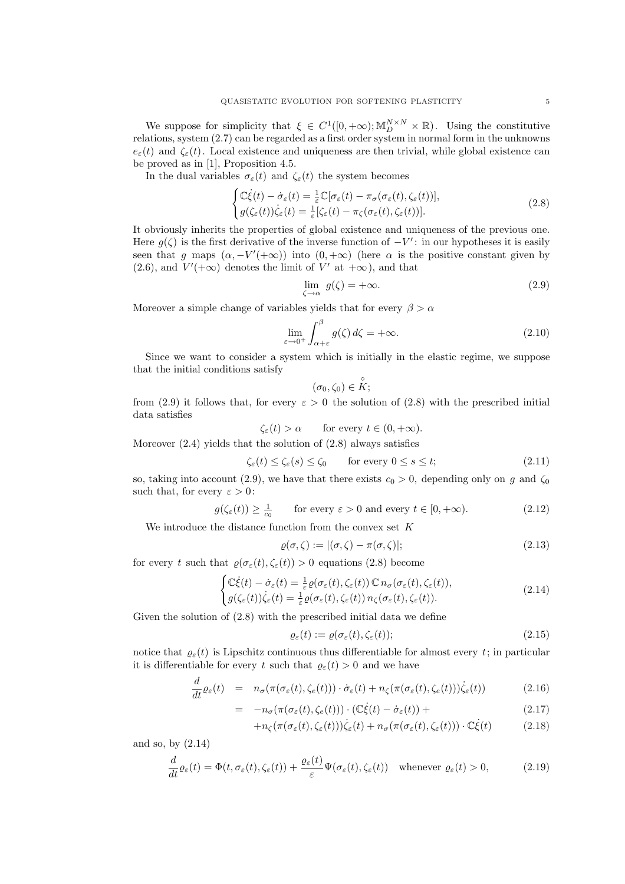We suppose for simplicity that $\xi \in C^1([0,+\infty);\mathbb{M}^{N\times N}_D \times \mathbb{R})$. Using the constitutive relations, system (2.7) can be regarded as a first order system in normal form in the unknowns $e_\varepsilon(t)$ and $\zeta_\varepsilon(t)$. Local existence and uniqueness are then trivial, while global existence can be proved as in [1], Proposition 4.5.

In the dual variables $\sigma_\varepsilon(t)$ and $\zeta_\varepsilon(t)$ the system becomes

$$
\begin{cases}
\mathbb{C}\dot{\xi}(t) - \dot{\sigma}_\varepsilon(t) = \frac{1}{\varepsilon}\mathbb{C}[\sigma_\varepsilon(t) - \pi_\sigma(\sigma_\varepsilon(t),\zeta_\varepsilon(t))],\\
g(\zeta_\varepsilon(t))\dot{\zeta}_\varepsilon(t) = \frac{1}{\varepsilon}[\zeta_\varepsilon(t) - \pi_\zeta(\sigma_\varepsilon(t),\zeta_\varepsilon(t))].
\end{cases}
\tag{2.8}
$$

It obviously inherits the properties of global existence and uniqueness of the previous one. Here $g(\zeta)$ is the first derivative of the inverse function of $-V'$: in our hypotheses it is easily seen that $g$ maps $(\alpha, -V'(+\infty))$ into $(0,+\infty)$ (here $\alpha$ is the positive constant given by (2.6), and $V'(+\infty)$ denotes the limit of $V'$ at $+\infty$), and that

$$
\lim_{\zeta\to\alpha} g(\zeta) = +\infty.
\tag{2.9}
$$

Moreover a simple change of variables yields that for every $\beta > \alpha$

$$
\lim_{\varepsilon\to 0^+}\int_{\alpha+\varepsilon}^{\beta} g(\zeta)\,d\zeta = +\infty.
\tag{2.10}
$$

Since we want to consider a system which is initially in the elastic regime, we suppose that the initial conditions satisfy

$$
(\sigma_0,\zeta_0) \in \mathring{K};
$$

from (2.9) it follows that, for every $\varepsilon > 0$ the solution of (2.8) with the prescribed initial data satisfies

$$
\zeta_\varepsilon(t) > \alpha \qquad \text{for every } t \in (0,+\infty).
$$

Moreover (2.4) yields that the solution of (2.8) always satisfies

$$
\zeta_\varepsilon(t) \le \zeta_\varepsilon(s) \le \zeta_0 \qquad \text{for every } 0 \le s \le t;
\tag{2.11}
$$

so, taking into account (2.9), we have that there exists $c_0 > 0$, depending only on $g$ and $\zeta_0$ such that, for every $\varepsilon > 0$:

$$
g(\zeta_\varepsilon(t)) \ge \tfrac{1}{c_0} \qquad \text{for every } \varepsilon > 0 \text{ and every } t \in [0,+\infty).
\tag{2.12}
$$

We introduce the distance function from the convex set $K$

$$
\varrho(\sigma,\zeta) := |(\sigma,\zeta) - \pi(\sigma,\zeta)|;
\tag{2.13}
$$

for every $t$ such that $\varrho(\sigma_\varepsilon(t),\zeta_\varepsilon(t)) > 0$ equations (2.8) become

$$
\begin{cases}
\mathbb{C}\dot{\xi}(t) - \dot{\sigma}_\varepsilon(t) = \frac{1}{\varepsilon}\varrho(\sigma_\varepsilon(t),\zeta_\varepsilon(t))\,\mathbb{C}\,n_\sigma(\sigma_\varepsilon(t),\zeta_\varepsilon(t)),\\
g(\zeta_\varepsilon(t))\dot{\zeta}_\varepsilon(t) = \frac{1}{\varepsilon}\varrho(\sigma_\varepsilon(t),\zeta_\varepsilon(t))\,n_\zeta(\sigma_\varepsilon(t),\zeta_\varepsilon(t)).
\end{cases}
\tag{2.14}
$$

Given the solution of (2.8) with the prescribed initial data we define

$$
\varrho_\varepsilon(t) := \varrho(\sigma_\varepsilon(t),\zeta_\varepsilon(t));
\tag{2.15}
$$

notice that $\varrho_\varepsilon(t)$ is Lipschitz continuous thus differentiable for almost every $t$; in particular it is differentiable for every $t$ such that $\varrho_\varepsilon(t) > 0$ and we have

$$
\begin{aligned}
\frac{d}{dt}\varrho_\varepsilon(t) &= n_\sigma(\pi(\sigma_\varepsilon(t),\zeta_e(t)))\cdot\dot{\sigma}_\varepsilon(t) + n_\zeta(\pi(\sigma_\varepsilon(t),\zeta_e(t)))\dot{\zeta}_\varepsilon(t)) &(2.16)\\
&= -n_\sigma(\pi(\sigma_\varepsilon(t),\zeta_\varepsilon(t)))\cdot(\mathbb{C}\dot{\xi}(t) - \dot{\sigma}_\varepsilon(t)) + &(2.17)\\
&\quad + n_\zeta(\pi(\sigma_\varepsilon(t),\zeta_\varepsilon(t)))\dot{\zeta}_\varepsilon(t) + n_\sigma(\pi(\sigma_\varepsilon(t),\zeta_\varepsilon(t)))\cdot\mathbb{C}\dot{\xi}(t) &(2.18)
\end{aligned}
$$

and so, by (2.14)

$$
\frac{d}{dt}\varrho_\varepsilon(t) = \Phi(t,\sigma_\varepsilon(t),\zeta_\varepsilon(t)) + \frac{\varrho_\varepsilon(t)}{\varepsilon}\Psi(\sigma_\varepsilon(t),\zeta_\varepsilon(t)) \quad \text{whenever } \varrho_\varepsilon(t) > 0,
\tag{2.19}
$$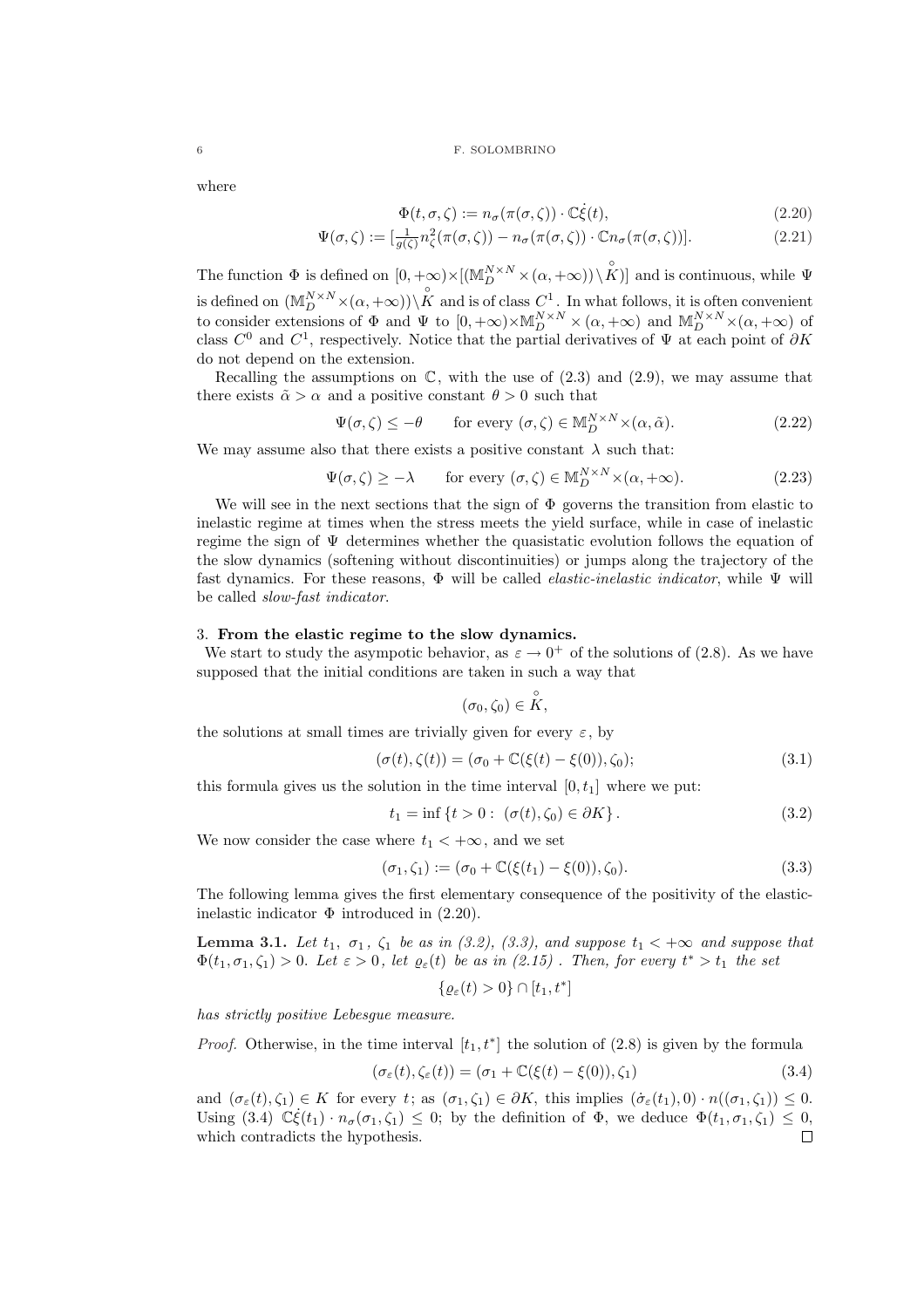where

$$\Phi(t, \sigma, \zeta) := n_\sigma(\pi(\sigma, \zeta)) \cdot \mathbb{C}\dot{\xi}(t), \tag{2.20}$$

$$\Psi(\sigma, \zeta) := [\tfrac{1}{g(\zeta)} n_\zeta^2(\pi(\sigma, \zeta)) - n_\sigma(\pi(\sigma, \zeta)) \cdot \mathbb{C} n_\sigma(\pi(\sigma, \zeta))]. \tag{2.21}$$

The function $\Phi$ is defined on $[0, +\infty) \times [(\mathbb{M}_D^{N\times N} \times (\alpha, +\infty)) \setminus \overset{\circ}{K})]$ and is continuous, while $\Psi$ is defined on $(\mathbb{M}_D^{N\times N} \times (\alpha, +\infty)) \setminus \overset{\circ}{K}$ and is of class $C^1$. In what follows, it is often convenient to consider extensions of $\Phi$ and $\Psi$ to $[0, +\infty) \times \mathbb{M}_D^{N\times N} \times (\alpha, +\infty)$ and $\mathbb{M}_D^{N\times N} \times (\alpha, +\infty)$ of class $C^0$ and $C^1$, respectively. Notice that the partial derivatives of $\Psi$ at each point of $\partial K$ do not depend on the extension.

Recalling the assumptions on $\mathbb{C}$, with the use of (2.3) and (2.9), we may assume that there exists $\tilde{\alpha} > \alpha$ and a positive constant $\theta > 0$ such that

$$\Psi(\sigma, \zeta) \le -\theta \qquad \text{for every } (\sigma, \zeta) \in \mathbb{M}_D^{N\times N} \times (\alpha, \tilde{\alpha}). \tag{2.22}$$

We may assume also that there exists a positive constant $\lambda$ such that:

$$\Psi(\sigma, \zeta) \ge -\lambda \qquad \text{for every } (\sigma, \zeta) \in \mathbb{M}_D^{N\times N} \times (\alpha, +\infty). \tag{2.23}$$

We will see in the next sections that the sign of $\Phi$ governs the transition from elastic to inelastic regime at times when the stress meets the yield surface, while in case of inelastic regime the sign of $\Psi$ determines whether the quasistatic evolution follows the equation of the slow dynamics (softening without discontinuities) or jumps along the trajectory of the fast dynamics. For these reasons, $\Phi$ will be called *elastic-inelastic indicator*, while $\Psi$ will be called *slow-fast indicator*.

## 3. From the elastic regime to the slow dynamics.

We start to study the asympotic behavior, as $\varepsilon \to 0^+$ of the solutions of (2.8). As we have supposed that the initial conditions are taken in such a way that

$$(\sigma_0, \zeta_0) \in \overset{\circ}{K},$$

the solutions at small times are trivially given for every $\varepsilon$, by

$$(\sigma(t), \zeta(t)) = (\sigma_0 + \mathbb{C}(\xi(t) - \xi(0)), \zeta_0); \tag{3.1}$$

this formula gives us the solution in the time interval $[0, t_1]$ where we put:

$$t_1 = \inf \{ t > 0 : \; (\sigma(t), \zeta_0) \in \partial K \}. \tag{3.2}$$

We now consider the case where $t_1 < +\infty$, and we set

$$(\sigma_1, \zeta_1) := (\sigma_0 + \mathbb{C}(\xi(t_1) - \xi(0)), \zeta_0). \tag{3.3}$$

The following lemma gives the first elementary consequence of the positivity of the elastic-inelastic indicator $\Phi$ introduced in (2.20).

**Lemma 3.1.** *Let $t_1$, $\sigma_1$, $\zeta_1$ be as in (3.2), (3.3), and suppose $t_1 < +\infty$ and suppose that $\Phi(t_1, \sigma_1, \zeta_1) > 0$. Let $\varepsilon > 0$, let $\varrho_\varepsilon(t)$ be as in (2.15). Then, for every $t^* > t_1$ the set*

$$\{\varrho_\varepsilon(t) > 0\} \cap [t_1, t^*]$$

*has strictly positive Lebesgue measure.*

*Proof.* Otherwise, in the time interval $[t_1, t^*]$ the solution of (2.8) is given by the formula

$$(\sigma_\varepsilon(t), \zeta_\varepsilon(t)) = (\sigma_1 + \mathbb{C}(\xi(t) - \xi(0)), \zeta_1) \tag{3.4}$$

and $(\sigma_\varepsilon(t), \zeta_1) \in K$ for every $t$; as $(\sigma_1, \zeta_1) \in \partial K$, this implies $(\dot{\sigma}_\varepsilon(t_1), 0) \cdot n((\sigma_1, \zeta_1)) \le 0$. Using (3.4) $\mathbb{C}\dot{\xi}(t_1) \cdot n_\sigma(\sigma_1, \zeta_1) \le 0$; by the definition of $\Phi$, we deduce $\Phi(t_1, \sigma_1, \zeta_1) \le 0$, which contradicts the hypothesis. $\square$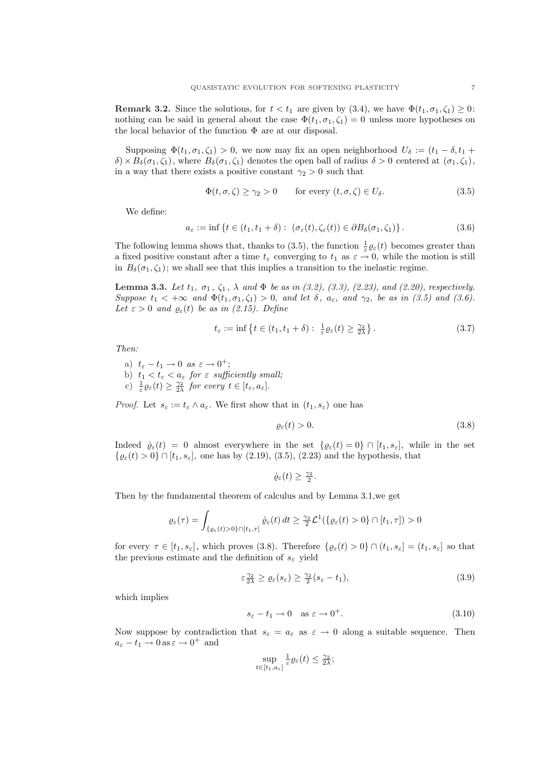**Remark 3.2.** Since the solutions, for $t < t_1$ are given by (3.4), we have $\Phi(t_1, \sigma_1, \zeta_1) \geq 0$: nothing can be said in general about the case $\Phi(t_1, \sigma_1, \zeta_1) = 0$ unless more hypotheses on the local behavior of the function $\Phi$ are at our disposal.

Supposing $\Phi(t_1, \sigma_1, \zeta_1) > 0$, we now may fix an open neighborhood $U_\delta := (t_1 - \delta, t_1 + \delta) \times B_\delta(\sigma_1, \zeta_1)$, where $B_\delta(\sigma_1, \zeta_1)$ denotes the open ball of radius $\delta > 0$ centered at $(\sigma_1, \zeta_1)$, in a way that there exists a positive constant $\gamma_2 > 0$ such that

$$\Phi(t, \sigma, \zeta) \geq \gamma_2 > 0 \qquad \text{for every } (t, \sigma, \zeta) \in U_\delta. \tag{3.5}$$

We define:

$$a_\varepsilon := \inf \{ t \in (t_1, t_1 + \delta) : \ (\sigma_\varepsilon(t), \zeta_\varepsilon(t)) \in \partial B_\delta(\sigma_1, \zeta_1) \}. \tag{3.6}$$

The following lemma shows that, thanks to (3.5), the function $\frac{1}{\varepsilon} \varrho_\varepsilon(t)$ becomes greater than a fixed positive constant after a time $t_\varepsilon$ converging to $t_1$ as $\varepsilon \to 0$, while the motion is still in $B_\delta(\sigma_1, \zeta_1)$; we shall see that this implies a transition to the inelastic regime.

**Lemma 3.3.** *Let $t_1$, $\sigma_1$, $\zeta_1$, $\lambda$ and $\Phi$ be as in (3.2), (3.3), (2.23), and (2.20), respectively. Suppose $t_1 < +\infty$ and $\Phi(t_1, \sigma_1, \zeta_1) > 0$, and let $\delta$, $a_\varepsilon$, and $\gamma_2$, be as in (3.5) and (3.6). Let $\varepsilon > 0$ and $\varrho_\varepsilon(t)$ be as in (2.15). Define*

$$t_\varepsilon := \inf \left\{ t \in (t_1, t_1 + \delta) : \ \tfrac{1}{\varepsilon} \varrho_\varepsilon(t) \geq \tfrac{\gamma_2}{2\lambda} \right\}. \tag{3.7}$$

*Then:*

a) $t_\varepsilon - t_1 \to 0$ *as* $\varepsilon \to 0^+$;
b) $t_1 < t_\varepsilon < a_\varepsilon$ *for* $\varepsilon$ *sufficiently small;*
c) $\frac{1}{\varepsilon} \varrho_\varepsilon(t) \geq \frac{\gamma_2}{2\lambda}$ *for every* $t \in [t_\varepsilon, a_\varepsilon]$.

*Proof.* Let $s_\varepsilon := t_\varepsilon \wedge a_\varepsilon$. We first show that in $(t_1, s_\varepsilon)$ one has

$$\varrho_\varepsilon(t) > 0. \tag{3.8}$$

Indeed $\dot{\varrho}_\varepsilon(t) = 0$ almost everywhere in the set $\{\varrho_\varepsilon(t) = 0\} \cap [t_1, s_\varepsilon]$, while in the set $\{\varrho_\varepsilon(t) > 0\} \cap [t_1, s_\varepsilon]$, one has by (2.19), (3.5), (2.23) and the hypothesis, that

$$\dot{\varrho}_\varepsilon(t) \geq \tfrac{\gamma_2}{2}.$$

Then by the fundamental theorem of calculus and by Lemma 3.1,we get

$$\varrho_\varepsilon(\tau) = \int_{\{\varrho_\varepsilon(t) > 0\} \cap [t_1, \tau]} \dot{\varrho}_\varepsilon(t) \, dt \geq \tfrac{\gamma_2}{2} \mathcal{L}^1(\{\varrho_\varepsilon(t) > 0\} \cap [t_1, \tau]) > 0$$

for every $\tau \in [t_1, s_\varepsilon]$, which proves (3.8). Therefore $\{\varrho_\varepsilon(t) > 0\} \cap (t_1, s_\varepsilon] = (t_1, s_\varepsilon]$ so that the previous estimate and the definition of $s_\varepsilon$ yield

$$\varepsilon \tfrac{\gamma_2}{2\lambda} \geq \varrho_\varepsilon(s_\varepsilon) \geq \tfrac{\gamma_2}{2}(s_\varepsilon - t_1), \tag{3.9}$$

which implies

$$s_\varepsilon - t_1 \to 0 \quad \text{as } \varepsilon \to 0^+. \tag{3.10}$$

Now suppose by contradiction that $s_\varepsilon = a_\varepsilon$ as $\varepsilon \to 0$ along a suitable sequence. Then $a_\varepsilon - t_1 \to 0 \, \text{as} \, \varepsilon \to 0^+$ and

$$\sup_{t \in [t_1, a_\varepsilon]} \tfrac{1}{\varepsilon} \varrho_\varepsilon(t) \leq \tfrac{\gamma_2}{2\lambda};$$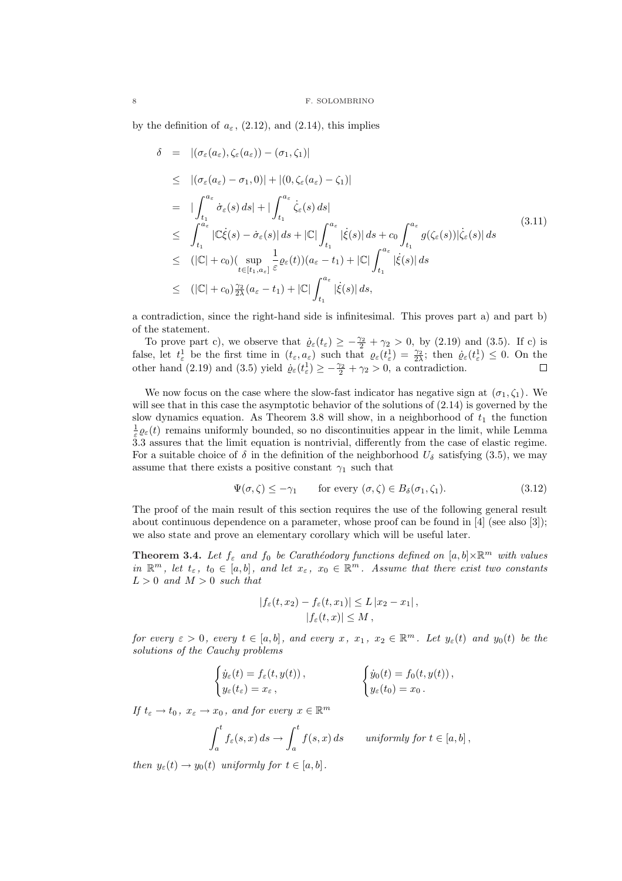by the definition of $a_\varepsilon$, (2.12), and (2.14), this implies

$$
\begin{aligned}
\delta &= |(\sigma_\varepsilon(a_\varepsilon), \zeta_\varepsilon(a_\varepsilon)) - (\sigma_1, \zeta_1)| \\
&\le |(\sigma_\varepsilon(a_\varepsilon) - \sigma_1, 0)| + |(0, \zeta_\varepsilon(a_\varepsilon) - \zeta_1)| \\
&= |\int_{t_1}^{a_\varepsilon} \dot\sigma_\varepsilon(s)\, ds| + |\int_{t_1}^{a_\varepsilon} \dot\zeta_\varepsilon(s)\, ds| \\
&\le \int_{t_1}^{a_\varepsilon} |\mathbb{C}\dot\xi(s) - \dot\sigma_\varepsilon(s)|\, ds + |\mathbb{C}| \int_{t_1}^{a_\varepsilon} |\dot\xi(s)|\, ds + c_0 \int_{t_1}^{a_\varepsilon} g(\zeta_\varepsilon(s)) |\dot\zeta_\varepsilon(s)|\, ds \\
&\le (|\mathbb{C}| + c_0)(\sup_{t\in[t_1,a_\varepsilon]} \frac{1}{\varepsilon}\varrho_\varepsilon(t))(a_\varepsilon - t_1) + |\mathbb{C}| \int_{t_1}^{a_\varepsilon} |\dot\xi(s)|\, ds \\
&\le (|\mathbb{C}| + c_0)\tfrac{\gamma_2}{2\lambda}(a_\varepsilon - t_1) + |\mathbb{C}| \int_{t_1}^{a_\varepsilon} |\dot\xi(s)|\, ds,
\end{aligned}
\tag{3.11}
$$

a contradiction, since the right-hand side is infinitesimal. This proves part a) and part b) of the statement.

To prove part c), we observe that $\dot\varrho_\varepsilon(t_\varepsilon) \ge -\frac{\gamma_2}{2} + \gamma_2 > 0$, by (2.19) and (3.5). If c) is false, let $t_\varepsilon^1$ be the first time in $(t_\varepsilon, a_\varepsilon)$ such that $\varrho_\varepsilon(t_\varepsilon^1) = \frac{\gamma_2}{2\lambda}$; then $\dot\varrho_\varepsilon(t_\varepsilon^1) \le 0$. On the other hand (2.19) and (3.5) yield $\dot\varrho_\varepsilon(t_\varepsilon^1) \ge -\frac{\gamma_2}{2} + \gamma_2 > 0$, a contradiction. □

We now focus on the case where the slow-fast indicator has negative sign at $(\sigma_1, \zeta_1)$. We will see that in this case the asymptotic behavior of the solutions of (2.14) is governed by the slow dynamics equation. As Theorem 3.8 will show, in a neighborhood of $t_1$ the function $\frac{1}{\varepsilon}\varrho_\varepsilon(t)$ remains uniformly bounded, so no discontinuities appear in the limit, while Lemma 3.3 assures that the limit equation is nontrivial, differently from the case of elastic regime. For a suitable choice of $\delta$ in the definition of the neighborhood $U_\delta$ satisfying (3.5), we may assume that there exists a positive constant $\gamma_1$ such that

$$
\Psi(\sigma, \zeta) \le -\gamma_1 \qquad \text{for every } (\sigma, \zeta) \in B_\delta(\sigma_1, \zeta_1). \tag{3.12}
$$

The proof of the main result of this section requires the use of the following general result about continuous dependence on a parameter, whose proof can be found in [4] (see also [3]); we also state and prove an elementary corollary which will be useful later.

**Theorem 3.4.** *Let $f_\varepsilon$ and $f_0$ be Carathéodory functions defined on $[a,b]\times\mathbb{R}^m$ with values in $\mathbb{R}^m$, let $t_\varepsilon$, $t_0 \in [a,b]$, and let $x_\varepsilon$, $x_0 \in \mathbb{R}^m$. Assume that there exist two constants $L > 0$ and $M > 0$ such that*

$$
|f_\varepsilon(t, x_2) - f_\varepsilon(t, x_1)| \le L\,|x_2 - x_1|\,,
$$
$$
|f_\varepsilon(t, x)| \le M\,,
$$

*for every $\varepsilon > 0$, every $t \in [a,b]$, and every $x$, $x_1$, $x_2 \in \mathbb{R}^m$. Let $y_\varepsilon(t)$ and $y_0(t)$ be the solutions of the Cauchy problems*

$$
\begin{cases} \dot y_\varepsilon(t) = f_\varepsilon(t, y(t))\,, \\ y_\varepsilon(t_\varepsilon) = x_\varepsilon\,, \end{cases} \qquad\qquad \begin{cases} \dot y_0(t) = f_0(t, y(t))\,, \\ y_\varepsilon(t_0) = x_0\,. \end{cases}
$$

*If $t_\varepsilon \to t_0$, $x_\varepsilon \to x_0$, and for every $x \in \mathbb{R}^m$*

$$
\int_a^t f_\varepsilon(s, x)\, ds \to \int_a^t f(s, x)\, ds \qquad \text{uniformly for } t \in [a,b]\,,
$$

*then $y_\varepsilon(t) \to y_0(t)$ uniformly for $t \in [a,b]$.*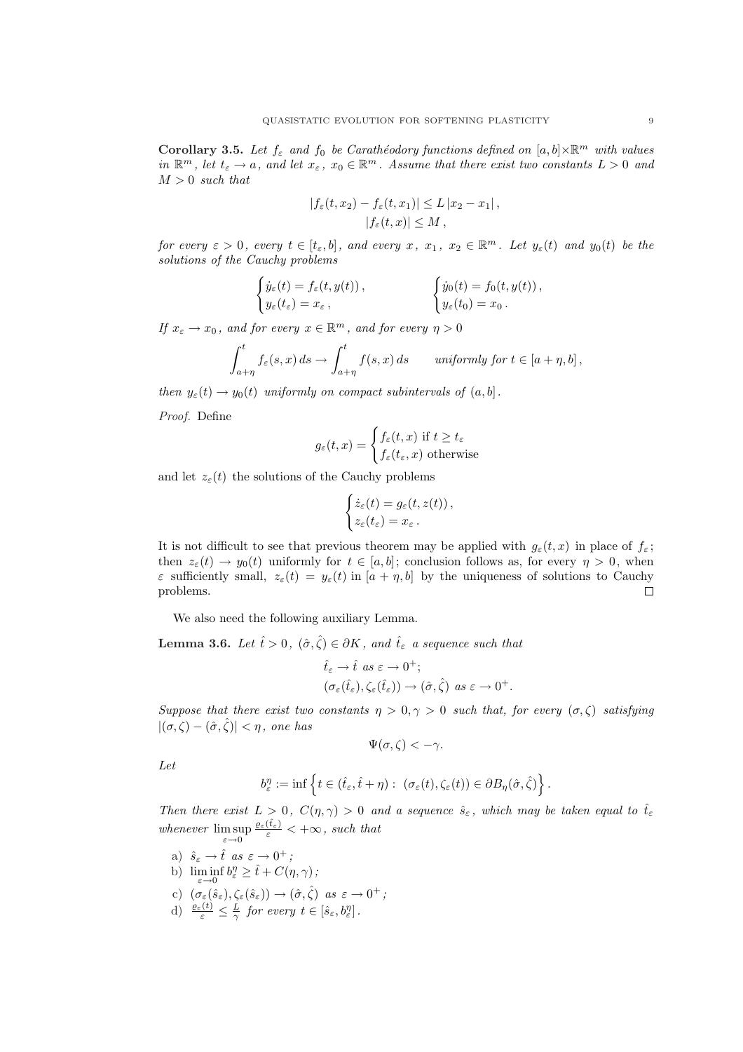**Corollary 3.5.** *Let $f_\varepsilon$ and $f_0$ be Carathéodory functions defined on $[a,b]\times\mathbb{R}^m$ with values in $\mathbb{R}^m$, let $t_\varepsilon \to a$, and let $x_\varepsilon$, $x_0 \in \mathbb{R}^m$. Assume that there exist two constants $L>0$ and $M>0$ such that*

$$
|f_\varepsilon(t,x_2) - f_\varepsilon(t,x_1)| \le L\,|x_2 - x_1|\,,
$$
$$
|f_\varepsilon(t,x)| \le M\,,
$$

*for every $\varepsilon>0$, every $t\in[t_\varepsilon,b]$, and every $x$, $x_1$, $x_2\in\mathbb{R}^m$. Let $y_\varepsilon(t)$ and $y_0(t)$ be the solutions of the Cauchy problems*

$$
\begin{cases} \dot{y}_\varepsilon(t) = f_\varepsilon(t,y(t))\,, \\ y_\varepsilon(t_\varepsilon) = x_\varepsilon\,, \end{cases} \qquad\qquad \begin{cases} \dot{y}_0(t) = f_0(t,y(t))\,, \\ y_\varepsilon(t_0) = x_0\,. \end{cases}
$$

*If $x_\varepsilon \to x_0$, and for every $x\in\mathbb{R}^m$, and for every $\eta>0$*

$$
\int_{a+\eta}^{t} f_\varepsilon(s,x)\,ds \to \int_{a+\eta}^{t} f(s,x)\,ds \qquad \text{uniformly for } t\in[a+\eta,b]\,,
$$

*then $y_\varepsilon(t)\to y_0(t)$ uniformly on compact subintervals of $(a,b]$.*

*Proof.* Define

$$
g_\varepsilon(t,x) = \begin{cases} f_\varepsilon(t,x) \text{ if } t\ge t_\varepsilon \\ f_\varepsilon(t_\varepsilon,x) \text{ otherwise} \end{cases}
$$

and let $z_\varepsilon(t)$ the solutions of the Cauchy problems

$$
\begin{cases} \dot{z}_\varepsilon(t) = g_\varepsilon(t,z(t))\,, \\ z_\varepsilon(t_\varepsilon) = x_\varepsilon\,. \end{cases}
$$

It is not difficult to see that previous theorem may be applied with $g_\varepsilon(t,x)$ in place of $f_\varepsilon$; then $z_\varepsilon(t)\to y_0(t)$ uniformly for $t\in[a,b]$; conclusion follows as, for every $\eta>0$, when $\varepsilon$ sufficiently small, $z_\varepsilon(t) = y_\varepsilon(t)$ in $[a+\eta,b]$ by the uniqueness of solutions to Cauchy problems. $\square$

We also need the following auxiliary Lemma.

**Lemma 3.6.** *Let $\hat{t}>0$, $(\hat\sigma,\hat\zeta)\in\partial K$, and $\hat{t}_\varepsilon$ a sequence such that*

$$
\hat{t}_\varepsilon \to \hat{t} \text{ as } \varepsilon\to 0^+;
$$
$$
(\sigma_\varepsilon(\hat{t}_\varepsilon),\zeta_\varepsilon(\hat{t}_\varepsilon)) \to (\hat\sigma,\hat\zeta) \text{ as } \varepsilon\to 0^+.
$$

*Suppose that there exist two constants $\eta>0,\gamma>0$ such that, for every $(\sigma,\zeta)$ satisfying $|(\sigma,\zeta)-(\hat\sigma,\hat\zeta)|<\eta$, one has*

$$
\Psi(\sigma,\zeta) < -\gamma.
$$

*Let*

$$
b_\varepsilon^\eta := \inf\left\{ t\in(\hat{t}_\varepsilon,\hat{t}+\eta) : \ (\sigma_\varepsilon(t),\zeta_\varepsilon(t))\in\partial B_\eta(\hat\sigma,\hat\zeta) \right\}.
$$

*Then there exist $L>0$, $C(\eta,\gamma)>0$ and a sequence $\hat{s}_\varepsilon$, which may be taken equal to $\hat{t}_\varepsilon$ whenever $\limsup\limits_{\varepsilon\to 0} \frac{\varrho_\varepsilon(\hat{t}_\varepsilon)}{\varepsilon} < +\infty$, such that*

a) $\hat{s}_\varepsilon \to \hat{t}$ *as* $\varepsilon\to 0^+$*;*
b) $\liminf\limits_{\varepsilon\to 0} b_\varepsilon^\eta \ge \hat{t} + C(\eta,\gamma)$*;*
c) $(\sigma_\varepsilon(\hat{s}_\varepsilon),\zeta_\varepsilon(\hat{s}_\varepsilon))\to(\hat\sigma,\hat\zeta)$ *as* $\varepsilon\to 0^+$*;*
d) $\frac{\varrho_\varepsilon(t)}{\varepsilon} \le \frac{L}{\gamma}$ *for every* $t\in[\hat{s}_\varepsilon, b_\varepsilon^\eta]$.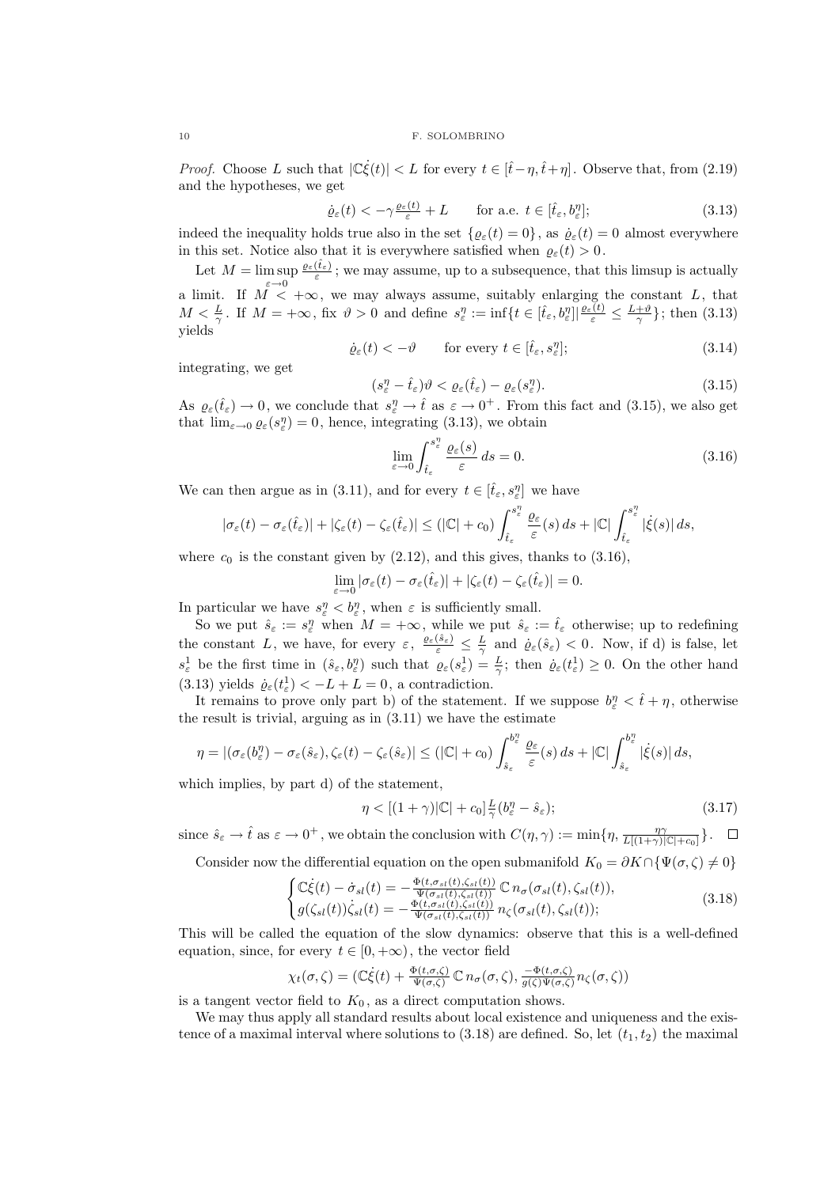*Proof.* Choose $L$ such that $|\mathbb{C}\dot{\xi}(t)| < L$ for every $t \in [\hat{t}-\eta, \hat{t}+\eta]$. Observe that, from (2.19) and the hypotheses, we get

$$\dot{\varrho}_\varepsilon(t) < -\gamma \tfrac{\varrho_\varepsilon(t)}{\varepsilon} + L \qquad \text{for a.e. } t \in [\hat{t}_\varepsilon, b_\varepsilon^\eta]; \tag{3.13}$$

indeed the inequality holds true also in the set $\{\varrho_\varepsilon(t) = 0\}$, as $\dot{\varrho}_\varepsilon(t) = 0$ almost everywhere in this set. Notice also that it is everywhere satisfied when $\varrho_\varepsilon(t) > 0$.

Let $M = \limsup_{\varepsilon \to 0} \frac{\varrho_\varepsilon(\hat{t}_\varepsilon)}{\varepsilon}$; we may assume, up to a subsequence, that this limsup is actually a limit. If $M < +\infty$, we may always assume, suitably enlarging the constant $L$, that $M < \frac{L}{\gamma}$. If $M = +\infty$, fix $\vartheta > 0$ and define $s_\varepsilon^\eta := \inf\{t \in [\hat{t}_\varepsilon, b_\varepsilon^\eta] | \frac{\varrho_\varepsilon(t)}{\varepsilon} \leq \frac{L+\vartheta}{\gamma}\}$; then (3.13) yields

$$\dot{\varrho}_\varepsilon(t) < -\vartheta \qquad \text{for every } t \in [\hat{t}_\varepsilon, s_\varepsilon^\eta]; \tag{3.14}$$

integrating, we get

$$(s_\varepsilon^\eta - \hat{t}_\varepsilon)\vartheta < \varrho_\varepsilon(\hat{t}_\varepsilon) - \varrho_\varepsilon(s_\varepsilon^\eta). \tag{3.15}$$

As $\varrho_\varepsilon(\hat{t}_\varepsilon) \to 0$, we conclude that $s_\varepsilon^\eta \to \hat{t}$ as $\varepsilon \to 0^+$. From this fact and (3.15), we also get that $\lim_{\varepsilon\to 0} \varrho_\varepsilon(s_\varepsilon^\eta) = 0$, hence, integrating (3.13), we obtain

$$\lim_{\varepsilon \to 0} \int_{\hat{t}_\varepsilon}^{s_\varepsilon^\eta} \frac{\varrho_\varepsilon(s)}{\varepsilon}\, ds = 0. \tag{3.16}$$

We can then argue as in (3.11), and for every $t \in [\hat{t}_\varepsilon, s_\varepsilon^\eta]$ we have

$$|\sigma_\varepsilon(t) - \sigma_\varepsilon(\hat{t}_\varepsilon)| + |\zeta_\varepsilon(t) - \zeta_\varepsilon(\hat{t}_\varepsilon)| \leq (|\mathbb{C}| + c_0) \int_{\hat{t}_\varepsilon}^{s_\varepsilon^\eta} \frac{\varrho_\varepsilon}{\varepsilon}(s)\, ds + |\mathbb{C}| \int_{\hat{t}_\varepsilon}^{s_\varepsilon^\eta} |\dot{\xi}(s)|\, ds,$$

where $c_0$ is the constant given by (2.12), and this gives, thanks to (3.16),

$$\lim_{\varepsilon \to 0} |\sigma_\varepsilon(t) - \sigma_\varepsilon(\hat{t}_\varepsilon)| + |\zeta_\varepsilon(t) - \zeta_\varepsilon(\hat{t}_\varepsilon)| = 0.$$

In particular we have $s_\varepsilon^\eta < b_\varepsilon^\eta$, when $\varepsilon$ is sufficiently small.

So we put $\hat{s}_\varepsilon := s_\varepsilon^\eta$ when $M = +\infty$, while we put $\hat{s}_\varepsilon := \hat{t}_\varepsilon$ otherwise; up to redefining the constant $L$, we have, for every $\varepsilon$, $\frac{\varrho_\varepsilon(\hat{s}_\varepsilon)}{\varepsilon} \leq \frac{L}{\gamma}$ and $\dot{\varrho}_\varepsilon(\hat{s}_\varepsilon) < 0$. Now, if d) is false, let $s_\varepsilon^1$ be the first time in $(\hat{s}_\varepsilon, b_\varepsilon^\eta)$ such that $\varrho_\varepsilon(s_\varepsilon^1) = \frac{L}{\gamma}$; then $\dot{\varrho}_\varepsilon(t_\varepsilon^1) \geq 0$. On the other hand (3.13) yields $\dot{\varrho}_\varepsilon(t_\varepsilon^1) < -L + L = 0$, a contradiction.

It remains to prove only part b) of the statement. If we suppose $b_\varepsilon^\eta < \hat{t} + \eta$, otherwise the result is trivial, arguing as in (3.11) we have the estimate

$$\eta = |(\sigma_\varepsilon(b_\varepsilon^\eta) - \sigma_\varepsilon(\hat{s}_\varepsilon), \zeta_\varepsilon(t) - \zeta_\varepsilon(\hat{s}_\varepsilon)| \leq (|\mathbb{C}| + c_0) \int_{\hat{s}_\varepsilon}^{b_\varepsilon^\eta} \frac{\varrho_\varepsilon}{\varepsilon}(s)\, ds + |\mathbb{C}| \int_{\hat{s}_\varepsilon}^{b_\varepsilon^\eta} |\dot{\xi}(s)|\, ds,$$

which implies, by part d) of the statement,

$$\eta < [(1+\gamma)|\mathbb{C}| + c_0] \tfrac{L}{\gamma}(b_\varepsilon^\eta - \hat{s}_\varepsilon); \tag{3.17}$$

since $\hat{s}_\varepsilon \to \hat{t}$ as $\varepsilon \to 0^+$, we obtain the conclusion with $C(\eta, \gamma) := \min\{\eta, \frac{\eta\gamma}{L[(1+\gamma)|\mathbb{C}| + c_0]}\}$. $\square$

Consider now the differential equation on the open submanifold $K_0 = \partial K \cap \{\Psi(\sigma, \zeta) \neq 0\}$

$$\begin{cases} \mathbb{C}\dot{\xi}(t) - \dot{\sigma}_{sl}(t) = -\frac{\Phi(t, \sigma_{sl}(t), \zeta_{sl}(t))}{\Psi(\sigma_{sl}(t), \zeta_{sl}(t))}\, \mathbb{C}\, n_\sigma(\sigma_{sl}(t), \zeta_{sl}(t)), \\ g(\zeta_{sl}(t))\dot{\zeta}_{sl}(t) = -\frac{\Phi(t, \sigma_{sl}(t), \zeta_{sl}(t))}{\Psi(\sigma_{sl}(t), \zeta_{sl}(t))}\, n_\zeta(\sigma_{sl}(t), \zeta_{sl}(t)); \end{cases} \tag{3.18}$$

This will be called the equation of the slow dynamics: observe that this is a well-defined equation, since, for every $t \in [0, +\infty)$, the vector field

$$\chi_t(\sigma, \zeta) = (\mathbb{C}\dot{\xi}(t) + \tfrac{\Phi(t,\sigma,\zeta)}{\Psi(\sigma,\zeta)}\, \mathbb{C}\, n_\sigma(\sigma, \zeta), \tfrac{-\Phi(t,\sigma,\zeta)}{g(\zeta)\Psi(\sigma,\zeta)} n_\zeta(\sigma, \zeta))$$

is a tangent vector field to $K_0$, as a direct computation shows.

We may thus apply all standard results about local existence and uniqueness and the existence of a maximal interval where solutions to (3.18) are defined. So, let $(t_1, t_2)$ the maximal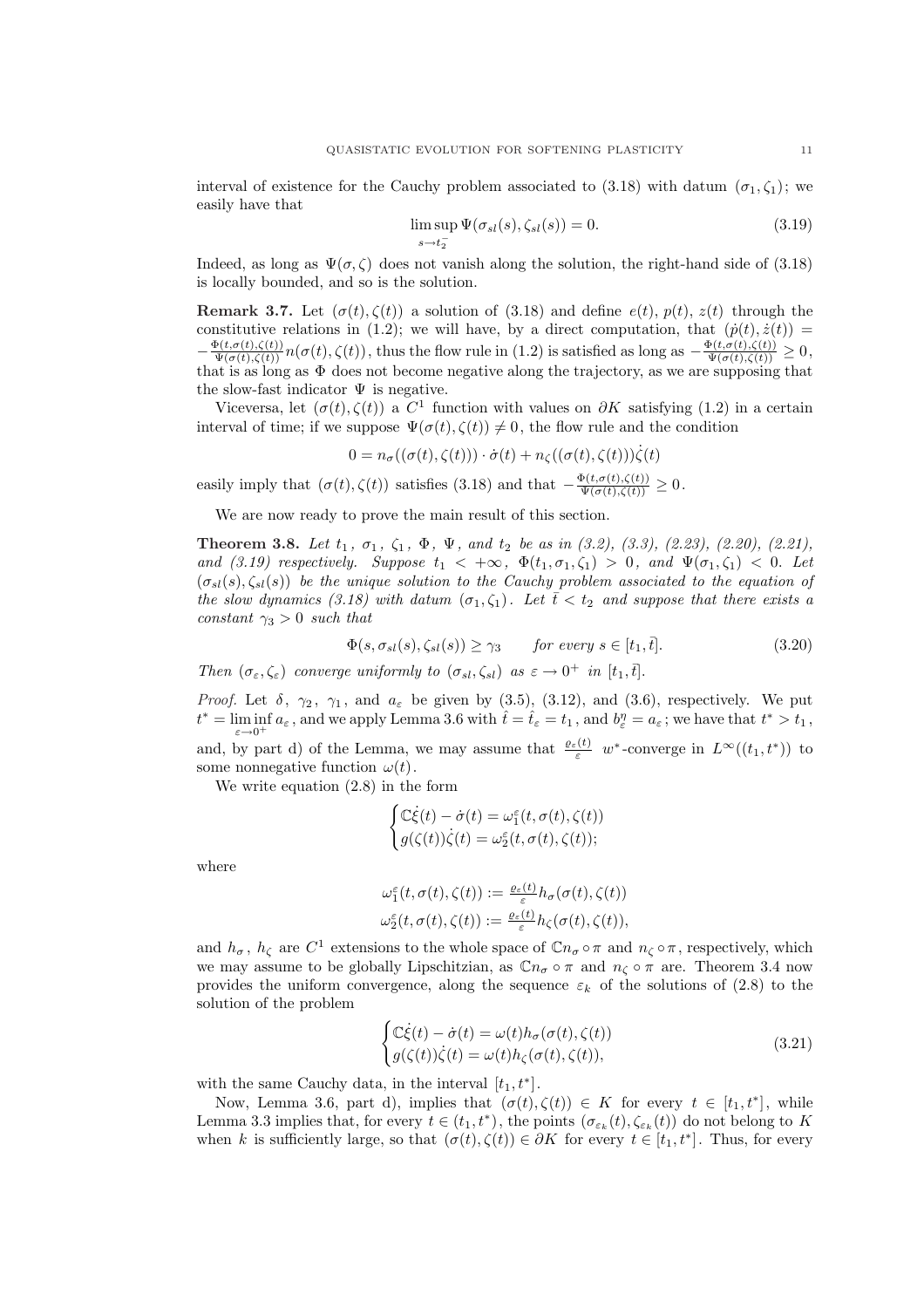interval of existence for the Cauchy problem associated to (3.18) with datum $(\sigma_1, \zeta_1)$; we easily have that

$$\limsup_{s \to t_2^-} \Psi(\sigma_{sl}(s), \zeta_{sl}(s)) = 0. \tag{3.19}$$

Indeed, as long as $\Psi(\sigma, \zeta)$ does not vanish along the solution, the right-hand side of (3.18) is locally bounded, and so is the solution.

**Remark 3.7.** Let $(\sigma(t), \zeta(t))$ a solution of (3.18) and define $e(t)$, $p(t)$, $z(t)$ through the constitutive relations in (1.2); we will have, by a direct computation, that $(\dot{p}(t), \dot{z}(t)) = -\frac{\Phi(t,\sigma(t),\zeta(t))}{\Psi(\sigma(t),\zeta(t))} n(\sigma(t), \zeta(t))$, thus the flow rule in (1.2) is satisfied as long as $-\frac{\Phi(t,\sigma(t),\zeta(t))}{\Psi(\sigma(t),\zeta(t))} \geq 0$, that is as long as $\Phi$ does not become negative along the trajectory, as we are supposing that the slow-fast indicator $\Psi$ is negative.

Viceversa, let $(\sigma(t), \zeta(t))$ a $C^1$ function with values on $\partial K$ satisfying (1.2) in a certain interval of time; if we suppose $\Psi(\sigma(t), \zeta(t)) \neq 0$, the flow rule and the condition

$$0 = n_\sigma((\sigma(t), \zeta(t))) \cdot \dot{\sigma}(t) + n_\zeta((\sigma(t), \zeta(t)))\dot{\zeta}(t)$$

easily imply that $(\sigma(t), \zeta(t))$ satisfies (3.18) and that $-\frac{\Phi(t,\sigma(t),\zeta(t))}{\Psi(\sigma(t),\zeta(t))} \geq 0$.

We are now ready to prove the main result of this section.

**Theorem 3.8.** *Let $t_1$, $\sigma_1$, $\zeta_1$, $\Phi$, $\Psi$, and $t_2$ be as in (3.2), (3.3), (2.23), (2.20), (2.21), and (3.19) respectively. Suppose $t_1 < +\infty$, $\Phi(t_1, \sigma_1, \zeta_1) > 0$, and $\Psi(\sigma_1, \zeta_1) < 0$. Let $(\sigma_{sl}(s), \zeta_{sl}(s))$ be the unique solution to the Cauchy problem associated to the equation of the slow dynamics (3.18) with datum $(\sigma_1, \zeta_1)$. Let $\bar{t} < t_2$ and suppose that there exists a constant $\gamma_3 > 0$ such that*

$$\Phi(s, \sigma_{sl}(s), \zeta_{sl}(s)) \geq \gamma_3 \qquad \textit{for every } s \in [t_1, \bar{t}]. \tag{3.20}$$

*Then $(\sigma_\varepsilon, \zeta_\varepsilon)$ converge uniformly to $(\sigma_{sl}, \zeta_{sl})$ as $\varepsilon \to 0^+$ in $[t_1, \bar{t}]$.*

*Proof.* Let $\delta$, $\gamma_2$, $\gamma_1$, and $a_\varepsilon$ be given by (3.5), (3.12), and (3.6), respectively. We put $t^* = \liminf_{\varepsilon \to 0^+} a_\varepsilon$, and we apply Lemma 3.6 with $\hat{t} = \hat{t}_\varepsilon = t_1$, and $b_\varepsilon^\eta = a_\varepsilon$; we have that $t^* > t_1$, and, by part d) of the Lemma, we may assume that $\frac{\varrho_\varepsilon(t)}{\varepsilon}$ $w^*$-converge in $L^\infty((t_1, t^*))$ to some nonnegative function $\omega(t)$.

We write equation (2.8) in the form

$$\begin{cases} \mathbb{C}\dot{\xi}(t) - \dot{\sigma}(t) = \omega_1^\varepsilon(t, \sigma(t), \zeta(t)) \\ g(\zeta(t))\dot{\zeta}(t) = \omega_2^\varepsilon(t, \sigma(t), \zeta(t)); \end{cases}$$

where

$$\begin{aligned} \omega_1^\varepsilon(t, \sigma(t), \zeta(t)) &:= \tfrac{\varrho_\varepsilon(t)}{\varepsilon} h_\sigma(\sigma(t), \zeta(t)) \\ \omega_2^\varepsilon(t, \sigma(t), \zeta(t)) &:= \tfrac{\varrho_\varepsilon(t)}{\varepsilon} h_\zeta(\sigma(t), \zeta(t)), \end{aligned}$$

and $h_\sigma$, $h_\zeta$ are $C^1$ extensions to the whole space of $\mathbb{C}n_\sigma \circ \pi$ and $n_\zeta \circ \pi$, respectively, which we may assume to be globally Lipschitzian, as $\mathbb{C}n_\sigma \circ \pi$ and $n_\zeta \circ \pi$ are. Theorem 3.4 now provides the uniform convergence, along the sequence $\varepsilon_k$ of the solutions of (2.8) to the solution of the problem

$$\begin{cases} \mathbb{C}\dot{\xi}(t) - \dot{\sigma}(t) = \omega(t) h_\sigma(\sigma(t), \zeta(t)) \\ g(\zeta(t))\dot{\zeta}(t) = \omega(t) h_\zeta(\sigma(t), \zeta(t)), \end{cases} \tag{3.21}$$

with the same Cauchy data, in the interval $[t_1, t^*]$.

Now, Lemma 3.6, part d), implies that $(\sigma(t), \zeta(t)) \in K$ for every $t \in [t_1, t^*]$, while Lemma 3.3 implies that, for every $t \in (t_1, t^*)$, the points $(\sigma_{\varepsilon_k}(t), \zeta_{\varepsilon_k}(t))$ do not belong to $K$ when $k$ is sufficiently large, so that $(\sigma(t), \zeta(t)) \in \partial K$ for every $t \in [t_1, t^*]$. Thus, for every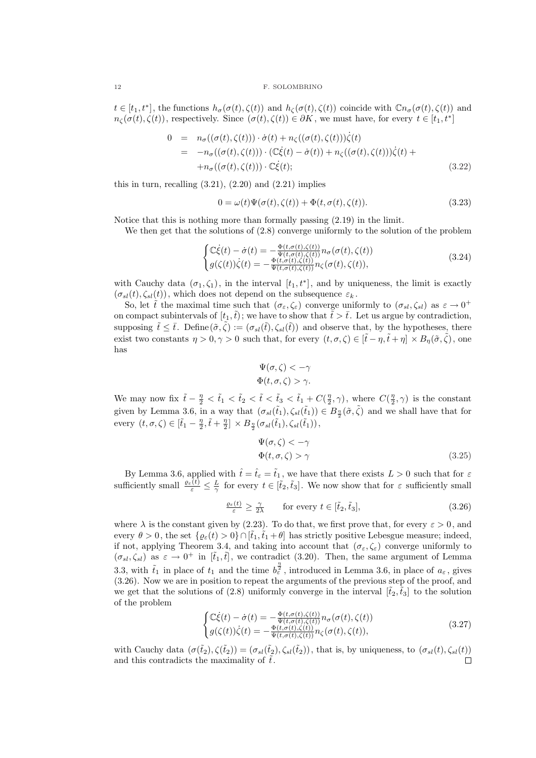$t \in [t_1, t^*]$, the functions $h_\sigma(\sigma(t), \zeta(t))$ and $h_\zeta(\sigma(t), \zeta(t))$ coincide with $\mathbb{C}n_\sigma(\sigma(t), \zeta(t))$ and $n_\zeta(\sigma(t), \zeta(t))$, respectively. Since $(\sigma(t), \zeta(t)) \in \partial K$, we must have, for every $t \in [t_1, t^*]$

$$
\begin{aligned}
0 &= n_\sigma((\sigma(t), \zeta(t))) \cdot \dot\sigma(t) + n_\zeta((\sigma(t), \zeta(t)))\dot\zeta(t) \\
&= -n_\sigma((\sigma(t), \zeta(t))) \cdot (\mathbb{C}\dot\xi(t) - \dot\sigma(t)) + n_\zeta((\sigma(t), \zeta(t)))\dot\zeta(t) + \\
&\quad + n_\sigma((\sigma(t), \zeta(t))) \cdot \mathbb{C}\dot\xi(t);
\end{aligned} \tag{3.22}
$$

this in turn, recalling (3.21), (2.20) and (2.21) implies

$$
0 = \omega(t)\Psi(\sigma(t), \zeta(t)) + \Phi(t, \sigma(t), \zeta(t)). \tag{3.23}
$$

Notice that this is nothing more than formally passing (2.19) in the limit.

We then get that the solutions of (2.8) converge uniformly to the solution of the problem

$$
\begin{cases}
\mathbb{C}\dot\xi(t) - \dot\sigma(t) = -\frac{\Phi(t,\sigma(t),\zeta(t))}{\Psi(t,\sigma(t),\zeta(t))} n_\sigma(\sigma(t), \zeta(t)) \\
g(\zeta(t))\dot\zeta(t) = -\frac{\Phi(t,\sigma(t),\zeta(t))}{\Psi(t,\sigma(t),\zeta(t))} n_\zeta(\sigma(t), \zeta(t)),
\end{cases} \tag{3.24}
$$

with Cauchy data $(\sigma_1, \zeta_1)$, in the interval $[t_1, t^*]$, and by uniqueness, the limit is exactly $(\sigma_{sl}(t), \zeta_{sl}(t))$, which does not depend on the subsequence $\varepsilon_k$.

So, let $\tilde t$ the maximal time such that $(\sigma_\varepsilon, \zeta_\varepsilon)$ converge uniformly to $(\sigma_{sl}, \zeta_{sl})$ as $\varepsilon \to 0^+$ on compact subintervals of $[t_1, \tilde t)$; we have to show that $\tilde t > \bar t$. Let us argue by contradiction, supposing $\tilde t \leq \bar t$. Define$(\tilde\sigma, \tilde\zeta) := (\sigma_{sl}(\tilde t), \zeta_{sl}(\tilde t))$ and observe that, by the hypotheses, there exist two constants $\eta > 0, \gamma > 0$ such that, for every $(t, \sigma, \zeta) \in [\tilde t - \eta, \tilde t + \eta] \times B_\eta(\tilde\sigma, \tilde\zeta)$, one has

$$
\begin{aligned}
&\Psi(\sigma, \zeta) < -\gamma \\
&\Phi(t, \sigma, \zeta) > \gamma.
\end{aligned}
$$

We may now fix $\tilde t - \frac{\eta}{2} < \tilde t_1 < \tilde t_2 < \tilde t < \tilde t_3 < \tilde t_1 + C(\frac{\eta}{2}, \gamma)$, where $C(\frac{\eta}{2}, \gamma)$ is the constant given by Lemma 3.6, in a way that $(\sigma_{sl}(\tilde t_1), \zeta_{sl}(\tilde t_1)) \in B_{\frac{\eta}{2}}(\tilde\sigma, \tilde\zeta)$ and we shall have that for every $(t, \sigma, \zeta) \in [\tilde t_1 - \frac{\eta}{2}, \tilde t + \frac{\eta}{2}] \times B_{\frac{\eta}{2}}(\sigma_{sl}(\tilde t_1), \zeta_{sl}(\tilde t_1))$,

$$
\begin{aligned}
&\Psi(\sigma, \zeta) < -\gamma \\
&\Phi(t, \sigma, \zeta) > \gamma
\end{aligned} \tag{3.25}
$$

By Lemma 3.6, applied with $\hat t = \hat t_\varepsilon = \tilde t_1$, we have that there exists $L > 0$ such that for $\varepsilon$ sufficiently small $\frac{\varrho_\varepsilon(t)}{\varepsilon} \leq \frac{L}{\gamma}$ for every $t \in [\tilde t_2, \tilde t_3]$. We now show that for $\varepsilon$ sufficiently small

$$
\tfrac{\varrho_\varepsilon(t)}{\varepsilon} \geq \tfrac{\gamma}{2\lambda} \qquad \text{for every } t \in [\tilde t_2, \tilde t_3], \tag{3.26}
$$

where $\lambda$ is the constant given by (2.23). To do that, we first prove that, for every $\varepsilon > 0$, and every $\theta > 0$, the set $\{\varrho_\varepsilon(t) > 0\} \cap [\tilde t_1, \tilde t_1 + \theta]$ has strictly positive Lebesgue measure; indeed, if not, applying Theorem 3.4, and taking into account that $(\sigma_\varepsilon, \zeta_\varepsilon)$ converge uniformly to $(\sigma_{sl}, \zeta_{sl})$ as $\varepsilon \to 0^+$ in $[\tilde t_1, \tilde t]$, we contradict (3.20). Then, the same argument of Lemma 3.3, with $\tilde t_1$ in place of $t_1$ and the time $b_\varepsilon^{\frac{\eta}{2}}$, introduced in Lemma 3.6, in place of $a_\varepsilon$, gives (3.26). Now we are in position to repeat the arguments of the previous step of the proof, and we get that the solutions of (2.8) uniformly converge in the interval $[\tilde t_2, \tilde t_3]$ to the solution of the problem

$$
\begin{cases}
\mathbb{C}\dot\xi(t) - \dot\sigma(t) = -\frac{\Phi(t,\sigma(t),\zeta(t))}{\Psi(t,\sigma(t),\zeta(t))} n_\sigma(\sigma(t), \zeta(t)) \\
g(\zeta(t))\dot\zeta(t) = -\frac{\Phi(t,\sigma(t),\zeta(t))}{\Psi(t,\sigma(t),\zeta(t))} n_\zeta(\sigma(t), \zeta(t)),
\end{cases} \tag{3.27}
$$

with Cauchy data $(\sigma(\tilde t_2), \zeta(\tilde t_2)) = (\sigma_{sl}(\tilde t_2), \zeta_{sl}(\tilde t_2))$, that is, by uniqueness, to $(\sigma_{sl}(t), \zeta_{sl}(t))$ and this contradicts the maximality of $\tilde t$. $\square$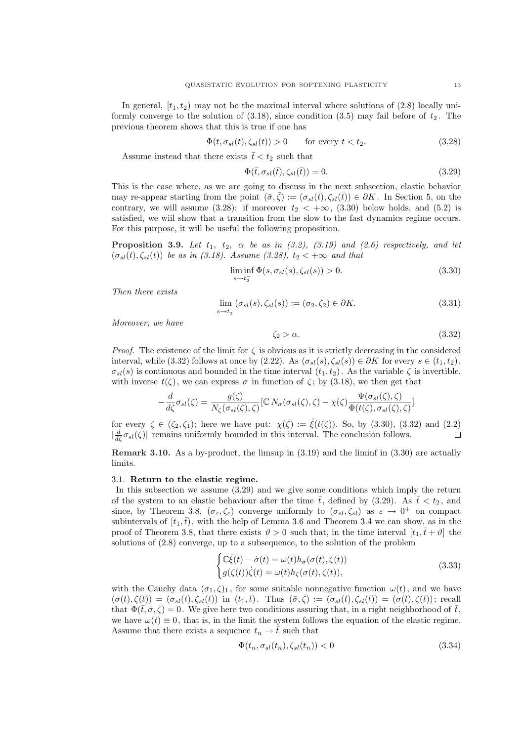In general, $[t_1, t_2)$ may not be the maximal interval where solutions of (2.8) locally uniformly converge to the solution of (3.18), since condition (3.5) may fail before of $t_2$. The previous theorem shows that this is true if one has

$$\Phi(t, \sigma_{sl}(t), \zeta_{sl}(t)) > 0 \qquad \text{for every } t < t_2. \tag{3.28}$$

Assume instead that there exists $\bar{t} < t_2$ such that

$$\Phi(\bar{t}, \sigma_{sl}(\bar{t}), \zeta_{sl}(\bar{t})) = 0. \tag{3.29}$$

This is the case where, as we are going to discuss in the next subsection, elastic behavior may re-appear starting from the point $(\bar{\sigma}, \bar{\zeta}) := (\sigma_{sl}(\bar{t}), \zeta_{sl}(\bar{t})) \in \partial K$. In Section 5, on the contrary, we will assume (3.28): if moreover $t_2 < +\infty$, (3.30) below holds, and (5.2) is satisfied, we wiil show that a transition from the slow to the fast dynamics regime occurs. For this purpose, it will be useful the following proposition.

**Proposition 3.9.** *Let $t_1$, $t_2$, $\alpha$ be as in (3.2), (3.19) and (2.6) respectively, and let $(\sigma_{sl}(t), \zeta_{sl}(t))$ be as in (3.18). Assume (3.28), $t_2 < +\infty$ and that*

$$\liminf_{s \to t_2^-} \Phi(s, \sigma_{sl}(s), \zeta_{sl}(s)) > 0. \tag{3.30}$$

*Then there exists*

$$\lim_{s \to t_2^-} (\sigma_{sl}(s), \zeta_{sl}(s)) := (\sigma_2, \zeta_2) \in \partial K. \tag{3.31}$$

*Moreover, we have*

$$\zeta_2 > \alpha. \tag{3.32}$$

*Proof.* The existence of the limit for $\zeta$ is obvious as it is strictly decreasing in the considered interval, while (3.32) follows at once by (2.22). As $(\sigma_{sl}(s), \zeta_{sl}(s)) \in \partial K$ for every $s \in (t_1, t_2)$, $\sigma_{sl}(s)$ is continuous and bounded in the time interval $(t_1, t_2)$. As the variable $\zeta$ is invertible, with inverse $t(\zeta)$, we can express $\sigma$ in function of $\zeta$; by (3.18), we then get that

$$-\frac{d}{d\zeta}\sigma_{sl}(\zeta) = \frac{g(\zeta)}{N_\zeta(\sigma_{sl}(\zeta), \zeta)}[\mathbb{C}\, N_\sigma(\sigma_{sl}(\zeta), \zeta) - \chi(\zeta)\frac{\Psi(\sigma_{sl}(\zeta), \zeta)}{\Phi(t(\zeta), \sigma_{sl}(\zeta), \zeta)}]$$

for every $\zeta \in (\zeta_2, \zeta_1)$; here we have put: $\chi(\zeta) := \dot{\xi}(t(\zeta))$. So, by (3.30), (3.32) and (2.2) $|\frac{d}{d\zeta}\sigma_{sl}(\zeta)|$ remains uniformly bounded in this interval. The conclusion follows. $\square$

**Remark 3.10.** As a by-product, the limsup in (3.19) and the liminf in (3.30) are actually limits.

### 3.1. Return to the elastic regime.

In this subsection we assume (3.29) and we give some conditions which imply the return of the system to an elastic behaviour after the time $\bar{t}$, defined by (3.29). As $\bar{t} < t_2$, and since, by Theorem 3.8, $(\sigma_\varepsilon, \zeta_\varepsilon)$ converge uniformly to $(\sigma_{sl}, \zeta_{sl})$ as $\varepsilon \to 0^+$ on compact subintervals of $[t_1, \bar{t})$, with the help of Lemma 3.6 and Theorem 3.4 we can show, as in the proof of Theorem 3.8, that there exists $\vartheta > 0$ such that, in the time interval $[t_1, \bar{t} + \vartheta]$ the solutions of (2.8) converge, up to a subsequence, to the solution of the problem

$$\begin{cases} \mathbb{C}\dot{\xi}(t) - \dot{\sigma}(t) = \omega(t) h_\sigma(\sigma(t), \zeta(t)) \\ g(\zeta(t))\dot{\zeta}(t) = \omega(t) h_\zeta(\sigma(t), \zeta(t)), \end{cases} \tag{3.33}$$

with the Cauchy data $(\sigma_1, \zeta)_1$, for some suitable nonnegative function $\omega(t)$, and we have $(\sigma(t), \zeta(t)) = (\sigma_{sl}(t), \zeta_{sl}(t))$ in $(t_1, \bar{t})$. Thus $(\bar{\sigma}, \bar{\zeta}) := (\sigma_{sl}(\bar{t}), \zeta_{sl}(\bar{t})) = (\sigma(\bar{t}), \zeta(\bar{t}))$; recall that $\Phi(\bar{t}, \bar{\sigma}, \bar{\zeta}) = 0$. We give here two conditions assuring that, in a right neighborhood of $\bar{t}$, we have $\omega(t) \equiv 0$, that is, in the limit the system follows the equation of the elastic regime. Assume that there exists a sequence $t_n \to \bar{t}$ such that

$$\Phi(t_n, \sigma_{sl}(t_n), \zeta_{sl}(t_n)) < 0 \tag{3.34}$$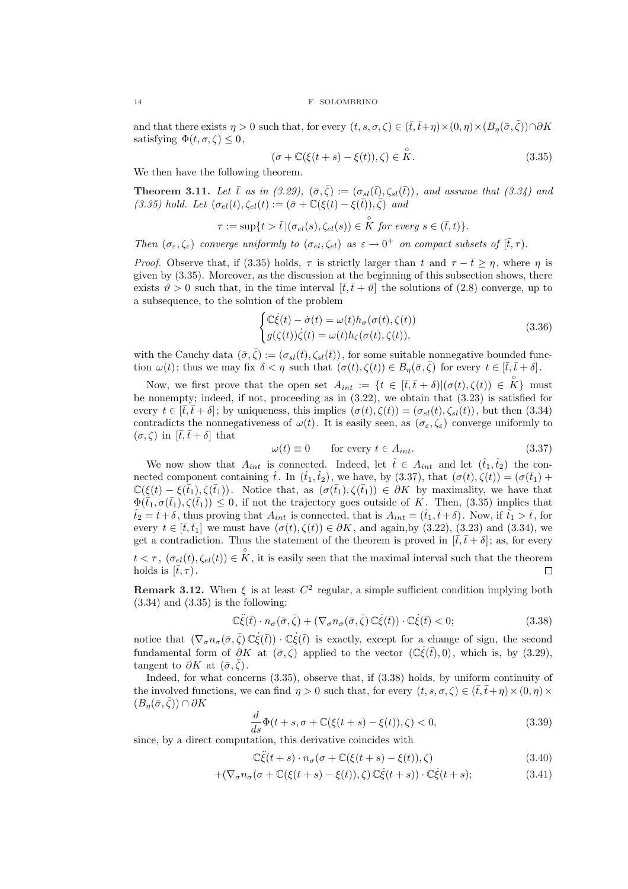and that there exists $\eta > 0$ such that, for every $(t, s, \sigma, \zeta) \in (\bar{t}, \bar{t}+\eta) \times (0, \eta) \times (B_\eta(\bar{\sigma}, \bar{\zeta})) \cap \partial K$ satisfying $\Phi(t, \sigma, \zeta) \leq 0$,

$$(\sigma + \mathbb{C}(\xi(t+s) - \xi(t)), \zeta) \in \overset{\circ}{K}. \tag{3.35}$$

We then have the following theorem.

**Theorem 3.11.** *Let $\bar{t}$ as in (3.29), $(\bar{\sigma}, \bar{\zeta}) := (\sigma_{sl}(\bar{t}), \zeta_{sl}(\bar{t}))$, and assume that (3.34) and (3.35) hold. Let $(\sigma_{el}(t), \zeta_{el}(t) := (\bar{\sigma} + \mathbb{C}(\xi(t) - \xi(\bar{t})), \bar{\zeta})$ and*

$$\tau := \sup\{t > \bar{t} \,|\, (\sigma_{el}(s), \zeta_{el}(s)) \in \overset{\circ}{K} \text{ for every } s \in (\bar{t}, t)\}.$$

*Then $(\sigma_\varepsilon, \zeta_\varepsilon)$ converge uniformly to $(\sigma_{el}, \zeta_{el})$ as $\varepsilon \to 0^+$ on compact subsets of $[\bar{t}, \tau)$.*

*Proof.* Observe that, if (3.35) holds, $\tau$ is strictly larger than $t$ and $\tau - \bar{t} \geq \eta$, where $\eta$ is given by (3.35). Moreover, as the discussion at the beginning of this subsection shows, there exists $\vartheta > 0$ such that, in the time interval $[\bar{t}, \bar{t} + \vartheta]$ the solutions of (2.8) converge, up to a subsequence, to the solution of the problem

$$\begin{cases} \mathbb{C}\dot{\xi}(t) - \dot{\sigma}(t) = \omega(t) h_\sigma(\sigma(t), \zeta(t)) \\ g(\zeta(t))\dot{\zeta}(t) = \omega(t) h_\zeta(\sigma(t), \zeta(t)), \end{cases} \tag{3.36}$$

with the Cauchy data $(\bar{\sigma}, \bar{\zeta}) := (\sigma_{sl}(\bar{t}), \zeta_{sl}(\bar{t}))$, for some suitable nonnegative bounded function $\omega(t)$; thus we may fix $\delta < \eta$ such that $(\sigma(t), \zeta(t)) \in B_\eta(\bar{\sigma}, \bar{\zeta})$ for every $t \in [\bar{t}, \bar{t} + \delta]$.

Now, we first prove that the open set $A_{int} := \{t \in [\bar{t}, \bar{t} + \delta) | (\sigma(t), \zeta(t)) \in \overset{\circ}{K}\}$ must be nonempty; indeed, if not, proceeding as in (3.22), we obtain that (3.23) is satisfied for every $t \in [\bar{t}, \bar{t} + \delta]$; by uniqueness, this implies $(\sigma(t), \zeta(t)) = (\sigma_{sl}(t), \zeta_{sl}(t))$, but then (3.34) contradicts the nonnegativeness of $\omega(t)$. It is easily seen, as $(\sigma_\varepsilon, \zeta_\varepsilon)$ converge uniformly to $(\sigma, \zeta)$ in $[\bar{t}, \bar{t} + \delta]$ that

$$\omega(t) \equiv 0 \qquad \text{for every } t \in A_{int}. \tag{3.37}$$

We now show that $A_{int}$ is connected. Indeed, let $\hat{t} \in A_{int}$ and let $(\hat{t}_1, \hat{t}_2)$ the connected component containing $\hat{t}$. In $(\hat{t}_1, \hat{t}_2)$, we have, by (3.37), that $(\sigma(t), \zeta(t)) = (\sigma(\bar{t}_1) + \mathbb{C}(\xi(t) - \xi(\bar{t}_1), \zeta(\bar{t}_1))$. Notice that, as $(\sigma(\bar{t}_1), \zeta(\bar{t}_1)) \in \partial K$ by maximality, we have that $\Phi(\bar{t}_1, \sigma(\bar{t}_1), \zeta(\bar{t}_1)) \leq 0$, if not the trajectory goes outside of $K$. Then, (3.35) implies that $\hat{t}_2 = \bar{t} + \delta$, thus proving that $A_{int}$ is connected, that is $A_{int} = (\hat{t}_1, \bar{t} + \delta)$. Now, if $\hat{t}_1 > \bar{t}$, for every $t \in [\bar{t}, \bar{t}_1]$ we must have $(\sigma(t), \zeta(t)) \in \partial K$, and again,by (3.22), (3.23) and (3.34), we get a contradiction. Thus the statement of the theorem is proved in $[\bar{t}, \bar{t} + \delta]$; as, for every $t < \tau$, $(\sigma_{el}(t), \zeta_{el}(t)) \in \overset{\circ}{K}$, it is easily seen that the maximal interval such that the theorem holds is $[\bar{t}, \tau)$. $\square$

**Remark 3.12.** When $\xi$ is at least $C^2$ regular, a simple sufficient condition implying both (3.34) and (3.35) is the following:

$$\mathbb{C}\ddot{\xi}(\bar{t}) \cdot n_\sigma(\bar{\sigma}, \bar{\zeta}) + (\nabla_\sigma n_\sigma(\bar{\sigma}, \bar{\zeta})\, \mathbb{C}\dot{\xi}(\bar{t})) \cdot \mathbb{C}\dot{\xi}(\bar{t}) < 0; \tag{3.38}$$

notice that $(\nabla_\sigma n_\sigma(\bar{\sigma}, \bar{\zeta})\, \mathbb{C}\dot{\xi}(\bar{t})) \cdot \mathbb{C}\dot{\xi}(\bar{t})$ is exactly, except for a change of sign, the second fundamental form of $\partial K$ at $(\bar{\sigma}, \bar{\zeta})$ applied to the vector $(\mathbb{C}\dot{\xi}(\bar{t}), 0)$, which is, by (3.29), tangent to $\partial K$ at $(\bar{\sigma}, \bar{\zeta})$.

Indeed, for what concerns (3.35), observe that, if (3.38) holds, by uniform continuity of the involved functions, we can find $\eta > 0$ such that, for every $(t, s, \sigma, \zeta) \in (\bar{t}, \bar{t}+\eta) \times (0, \eta) \times (B_\eta(\bar{\sigma}, \bar{\zeta})) \cap \partial K$

$$\frac{d}{ds} \Phi(t + s, \sigma + \mathbb{C}(\xi(t+s) - \xi(t)), \zeta) < 0, \tag{3.39}$$

since, by a direct computation, this derivative coincides with

$$\mathbb{C}\ddot{\xi}(t+s) \cdot n_\sigma(\sigma + \mathbb{C}(\xi(t+s) - \xi(t)), \zeta) \tag{3.40}$$

$$+ (\nabla_\sigma n_\sigma(\sigma + \mathbb{C}(\xi(t+s) - \xi(t)), \zeta)\, \mathbb{C}\dot{\xi}(t+s)) \cdot \mathbb{C}\dot{\xi}(t+s); \tag{3.41}$$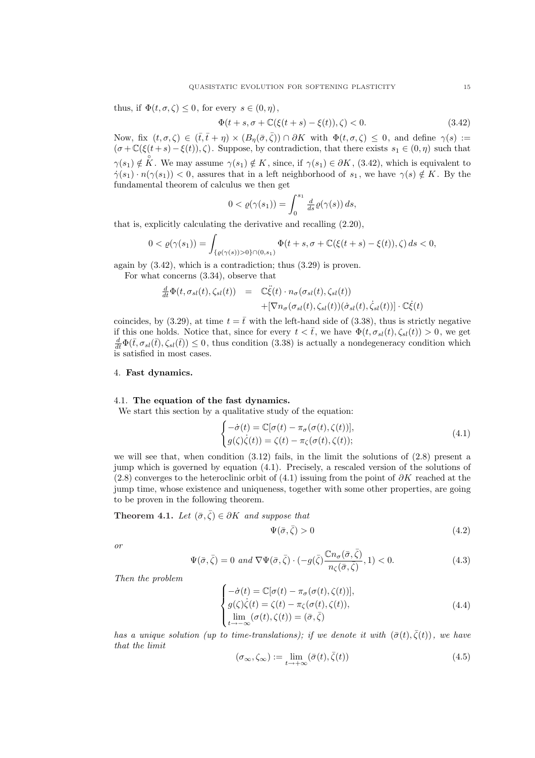thus, if $\Phi(t,\sigma,\zeta) \le 0$, for every $s \in (0,\eta)$,

$$\Phi(t+s, \sigma + \mathbb{C}(\xi(t+s) - \xi(t)), \zeta) < 0. \tag{3.42}$$

Now, fix $(t,\sigma,\zeta) \in (\bar{t}, \bar{t}+\eta) \times (B_\eta(\bar{\sigma},\bar{\zeta})) \cap \partial K$ with $\Phi(t,\sigma,\zeta) \le 0$, and define $\gamma(s) := (\sigma + \mathbb{C}(\xi(t+s)-\xi(t)), \zeta)$. Suppose, by contradiction, that there exists $s_1 \in (0,\eta)$ such that $\gamma(s_1) \notin \overset{\circ}{K}$. We may assume $\gamma(s_1) \notin K$, since, if $\gamma(s_1) \in \partial K$, (3.42), which is equivalent to $\dot{\gamma}(s_1) \cdot n(\gamma(s_1)) < 0$, assures that in a left neighborhood of $s_1$, we have $\gamma(s) \notin K$. By the fundamental theorem of calculus we then get

$$0 < \varrho(\gamma(s_1)) = \int_0^{s_1} \tfrac{d}{ds}\varrho(\gamma(s))\, ds,$$

that is, explicitly calculating the derivative and recalling (2.20),

$$0 < \varrho(\gamma(s_1)) = \int_{\{\varrho(\gamma(s))>0\}\cap(0,s_1)} \Phi(t+s, \sigma + \mathbb{C}(\xi(t+s)-\xi(t)), \zeta)\, ds < 0,$$

again by (3.42), which is a contradiction; thus (3.29) is proven.

For what concerns (3.34), observe that

$$\begin{aligned} \tfrac{d}{dt}\Phi(t, \sigma_{sl}(t), \zeta_{sl}(t)) \quad &= \quad \mathbb{C}\ddot{\xi}(t) \cdot n_\sigma(\sigma_{sl}(t), \zeta_{sl}(t)) \\ &\quad\; + [\nabla n_\sigma(\sigma_{sl}(t), \zeta_{sl}(t))(\dot{\sigma}_{sl}(t), \dot{\zeta}_{sl}(t))] \cdot \mathbb{C}\dot{\xi}(t) \end{aligned}$$

coincides, by (3.29), at time $t = \bar{t}$ with the left-hand side of (3.38), thus is strictly negative if this one holds. Notice that, since for every $t < \bar{t}$, we have $\Phi(t, \sigma_{sl}(t), \zeta_{sl}(t)) > 0$, we get $\frac{d}{dt}\Phi(\bar{t}, \sigma_{sl}(\bar{t}), \zeta_{sl}(\bar{t})) \le 0$, thus condition (3.38) is actually a nondegeneracy condition which is satisfied in most cases.

## 4. Fast dynamics.

### 4.1. The equation of the fast dynamics.

We start this section by a qualitative study of the equation:

$$\begin{cases} -\dot{\sigma}(t) = \mathbb{C}[\sigma(t) - \pi_\sigma(\sigma(t), \zeta(t))], \\ g(\zeta)\dot{\zeta}(t) = \zeta(t) - \pi_\zeta(\sigma(t), \zeta(t)); \end{cases} \tag{4.1}$$

we will see that, when condition (3.12) fails, in the limit the solutions of (2.8) present a jump which is governed by equation (4.1). Precisely, a rescaled version of the solutions of (2.8) converges to the heteroclinic orbit of (4.1) issuing from the point of $\partial K$ reached at the jump time, whose existence and uniqueness, together with some other properties, are going to be proven in the following theorem.

**Theorem 4.1.** *Let $(\bar{\sigma}, \bar{\zeta}) \in \partial K$ and suppose that*

$$\Psi(\bar{\sigma}, \bar{\zeta}) > 0 \tag{4.2}$$

*or*

$$\Psi(\bar{\sigma}, \bar{\zeta}) = 0 \text{ and } \nabla\Psi(\bar{\sigma}, \bar{\zeta}) \cdot \Big(-g(\bar{\zeta})\frac{\mathbb{C}n_\sigma(\bar{\sigma},\bar{\zeta})}{n_\zeta(\bar{\sigma},\bar{\zeta})}, 1\Big) < 0. \tag{4.3}$$

*Then the problem*

$$\begin{cases} -\dot{\sigma}(t) = \mathbb{C}[\sigma(t) - \pi_\sigma(\sigma(t), \zeta(t))], \\ g(\zeta)\dot{\zeta}(t) = \zeta(t) - \pi_\zeta(\sigma(t), \zeta(t)), \\ \lim\limits_{t\to-\infty}(\sigma(t), \zeta(t)) = (\bar{\sigma}, \bar{\zeta}) \end{cases} \tag{4.4}$$

*has a unique solution (up to time-translations); if we denote it with $(\bar{\sigma}(t), \bar{\zeta}(t))$, we have that the limit*

$$(\sigma_\infty, \zeta_\infty) := \lim_{t\to+\infty}(\bar{\sigma}(t), \bar{\zeta}(t)) \tag{4.5}$$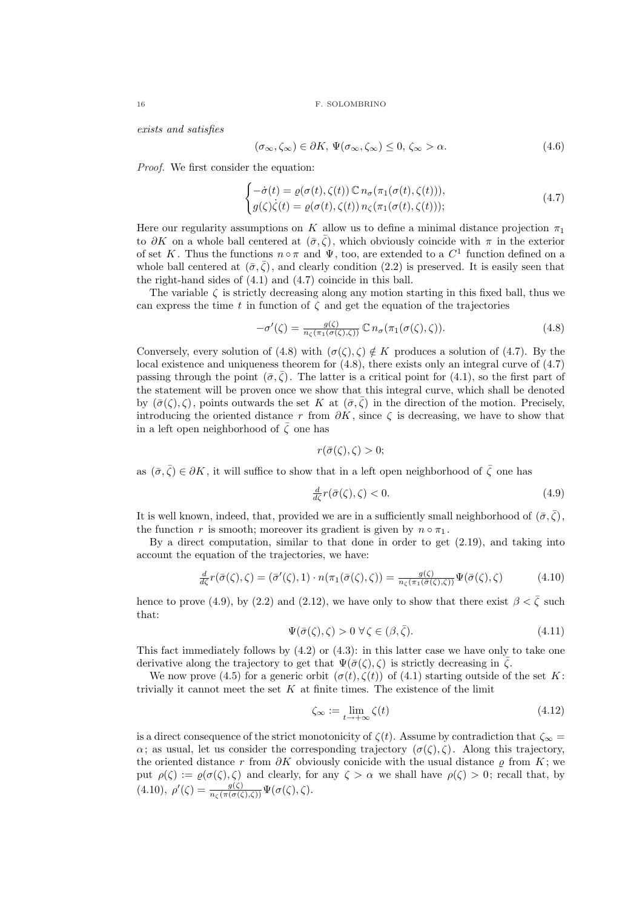*exists and satisfies*

$$(\sigma_\infty, \zeta_\infty) \in \partial K,\ \Psi(\sigma_\infty, \zeta_\infty) \le 0,\ \zeta_\infty > \alpha. \tag{4.6}$$

*Proof.* We first consider the equation:

$$\begin{cases} -\dot\sigma(t) = \varrho(\sigma(t), \zeta(t))\, \mathbb{C}\, n_\sigma(\pi_1(\sigma(t), \zeta(t))), \\ g(\zeta)\dot\zeta(t) = \varrho(\sigma(t), \zeta(t))\, n_\zeta(\pi_1(\sigma(t), \zeta(t))); \end{cases} \tag{4.7}$$

Here our regularity assumptions on $K$ allow us to define a minimal distance projection $\pi_1$ to $\partial K$ on a whole ball centered at $(\bar\sigma, \bar\zeta)$, which obviously coincide with $\pi$ in the exterior of set $K$. Thus the functions $n \circ \pi$ and $\Psi$, too, are extended to a $C^1$ function defined on a whole ball centered at $(\bar\sigma, \bar\zeta)$, and clearly condition (2.2) is preserved. It is easily seen that the right-hand sides of (4.1) and (4.7) coincide in this ball.

The variable $\zeta$ is strictly decreasing along any motion starting in this fixed ball, thus we can express the time $t$ in function of $\zeta$ and get the equation of the trajectories

$$-\sigma'(\zeta) = \tfrac{g(\zeta)}{n_\zeta(\pi_1(\sigma(\zeta), \zeta))}\, \mathbb{C}\, n_\sigma(\pi_1(\sigma(\zeta), \zeta)). \tag{4.8}$$

Conversely, every solution of (4.8) with $(\sigma(\zeta), \zeta) \notin K$ produces a solution of (4.7). By the local existence and uniqueness theorem for (4.8), there exists only an integral curve of (4.7) passing through the point $(\bar\sigma, \bar\zeta)$. The latter is a critical point for (4.1), so the first part of the statement will be proven once we show that this integral curve, which shall be denoted by $(\bar\sigma(\zeta), \zeta)$, points outwards the set $K$ at $(\bar\sigma, \bar\zeta)$ in the direction of the motion. Precisely, introducing the oriented distance $r$ from $\partial K$, since $\zeta$ is decreasing, we have to show that in a left open neighborhood of $\bar\zeta$ one has

$$r(\bar\sigma(\zeta), \zeta) > 0;$$

as $(\bar\sigma, \bar\zeta) \in \partial K$, it will suffice to show that in a left open neighborhood of $\bar\zeta$ one has

$$\tfrac{d}{d\zeta} r(\bar\sigma(\zeta), \zeta) < 0. \tag{4.9}$$

It is well known, indeed, that, provided we are in a sufficiently small neighborhood of $(\bar\sigma, \bar\zeta)$, the function $r$ is smooth; moreover its gradient is given by $n \circ \pi_1$.

By a direct computation, similar to that done in order to get (2.19), and taking into account the equation of the trajectories, we have:

$$\tfrac{d}{d\zeta} r(\bar\sigma(\zeta), \zeta) = (\bar\sigma'(\zeta), 1) \cdot n(\pi_1(\bar\sigma(\zeta), \zeta)) = \tfrac{g(\zeta)}{n_\zeta(\pi_1(\bar\sigma(\zeta), \zeta))} \Psi(\bar\sigma(\zeta), \zeta) \tag{4.10}$$

hence to prove (4.9), by (2.2) and (2.12), we have only to show that there exist $\beta < \bar\zeta$ such that:

$$\Psi(\bar\sigma(\zeta), \zeta) > 0 \ \forall \zeta \in (\beta, \bar\zeta). \tag{4.11}$$

This fact immediately follows by (4.2) or (4.3): in this latter case we have only to take one derivative along the trajectory to get that $\Psi(\bar\sigma(\zeta), \zeta)$ is strictly decreasing in $\bar\zeta$.

We now prove (4.5) for a generic orbit $(\sigma(t), \zeta(t))$ of (4.1) starting outside of the set $K$: trivially it cannot meet the set $K$ at finite times. The existence of the limit

$$\zeta_\infty := \lim_{t \to +\infty} \zeta(t) \tag{4.12}$$

is a direct consequence of the strict monotonicity of $\zeta(t)$. Assume by contradiction that $\zeta_\infty = \alpha$; as usual, let us consider the corresponding trajectory $(\sigma(\zeta), \zeta)$. Along this trajectory, the oriented distance $r$ from $\partial K$ obviously conicide with the usual distance $\varrho$ from $K$; we put $\rho(\zeta) := \varrho(\sigma(\zeta), \zeta)$ and clearly, for any $\zeta > \alpha$ we shall have $\rho(\zeta) > 0$; recall that, by (4.10), $\rho'(\zeta) = \frac{g(\zeta)}{n_\zeta(\pi(\sigma(\zeta), \zeta))} \Psi(\sigma(\zeta), \zeta)$.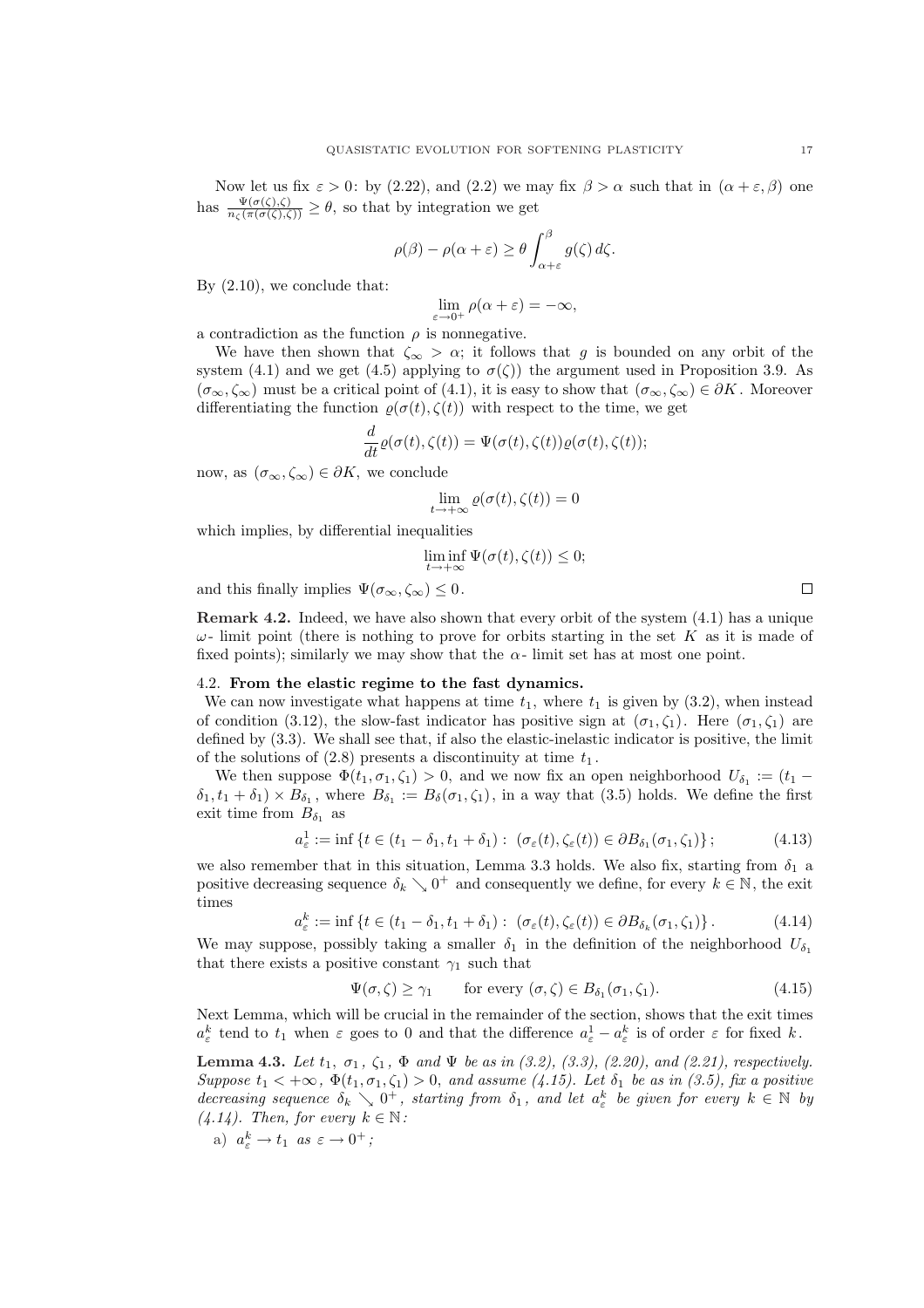Now let us fix $\varepsilon > 0$: by (2.22), and (2.2) we may fix $\beta > \alpha$ such that in $(\alpha + \varepsilon, \beta)$ one has $\frac{\Psi(\sigma(\zeta),\zeta)}{n_\zeta(\pi(\sigma(\zeta),\zeta))} \geq \theta$, so that by integration we get

$$\rho(\beta) - \rho(\alpha + \varepsilon) \geq \theta \int_{\alpha+\varepsilon}^{\beta} g(\zeta)\, d\zeta.$$

By (2.10), we conclude that:

$$\lim_{\varepsilon \to 0^+} \rho(\alpha + \varepsilon) = -\infty,$$

a contradiction as the function $\rho$ is nonnegative.

We have then shown that $\zeta_\infty > \alpha$; it follows that $g$ is bounded on any orbit of the system (4.1) and we get (4.5) applying to $\sigma(\zeta)$) the argument used in Proposition 3.9. As $(\sigma_\infty, \zeta_\infty)$ must be a critical point of (4.1), it is easy to show that $(\sigma_\infty, \zeta_\infty) \in \partial K$. Moreover differentiating the function $\varrho(\sigma(t), \zeta(t))$ with respect to the time, we get

$$\frac{d}{dt}\varrho(\sigma(t), \zeta(t)) = \Psi(\sigma(t), \zeta(t))\varrho(\sigma(t), \zeta(t));$$

now, as $(\sigma_\infty, \zeta_\infty) \in \partial K$, we conclude

$$\lim_{t \to +\infty} \varrho(\sigma(t), \zeta(t)) = 0$$

which implies, by differential inequalities

$$\liminf_{t \to +\infty} \Psi(\sigma(t), \zeta(t)) \leq 0;$$

and this finally implies $\Psi(\sigma_\infty, \zeta_\infty) \leq 0$. $\square$

**Remark 4.2.** Indeed, we have also shown that every orbit of the system (4.1) has a unique $\omega$- limit point (there is nothing to prove for orbits starting in the set $K$ as it is made of fixed points); similarly we may show that the $\alpha$- limit set has at most one point.

### 4.2. From the elastic regime to the fast dynamics.

We can now investigate what happens at time $t_1$, where $t_1$ is given by (3.2), when instead of condition (3.12), the slow-fast indicator has positive sign at $(\sigma_1, \zeta_1)$. Here $(\sigma_1, \zeta_1)$ are defined by (3.3). We shall see that, if also the elastic-inelastic indicator is positive, the limit of the solutions of (2.8) presents a discontinuity at time $t_1$.

We then suppose $\Phi(t_1, \sigma_1, \zeta_1) > 0$, and we now fix an open neighborhood $U_{\delta_1} := (t_1 - \delta_1, t_1 + \delta_1) \times B_{\delta_1}$, where $B_{\delta_1} := B_\delta(\sigma_1, \zeta_1)$, in a way that (3.5) holds. We define the first exit time from $B_{\delta_1}$ as

$$a^1_\varepsilon := \inf \{t \in (t_1 - \delta_1, t_1 + \delta_1) : \ (\sigma_\varepsilon(t), \zeta_\varepsilon(t)) \in \partial B_{\delta_1}(\sigma_1, \zeta_1)\}; \tag{4.13}$$

we also remember that in this situation, Lemma 3.3 holds. We also fix, starting from $\delta_1$ a positive decreasing sequence $\delta_k \searrow 0^+$ and consequently we define, for every $k \in \mathbb{N}$, the exit times

$$a^k_\varepsilon := \inf \{t \in (t_1 - \delta_1, t_1 + \delta_1) : \ (\sigma_\varepsilon(t), \zeta_\varepsilon(t)) \in \partial B_{\delta_k}(\sigma_1, \zeta_1)\}. \tag{4.14}$$

We may suppose, possibly taking a smaller $\delta_1$ in the definition of the neighborhood $U_{\delta_1}$ that there exists a positive constant $\gamma_1$ such that

$$\Psi(\sigma, \zeta) \geq \gamma_1 \qquad \text{for every } (\sigma, \zeta) \in B_{\delta_1}(\sigma_1, \zeta_1). \tag{4.15}$$

Next Lemma, which will be crucial in the remainder of the section, shows that the exit times $a^k_\varepsilon$ tend to $t_1$ when $\varepsilon$ goes to 0 and that the difference $a^1_\varepsilon - a^k_\varepsilon$ is of order $\varepsilon$ for fixed $k$.

**Lemma 4.3.** *Let $t_1$, $\sigma_1$, $\zeta_1$, $\Phi$ and $\Psi$ be as in (3.2), (3.3), (2.20), and (2.21), respectively. Suppose $t_1 < +\infty$, $\Phi(t_1, \sigma_1, \zeta_1) > 0$, and assume (4.15). Let $\delta_1$ be as in (3.5), fix a positive decreasing sequence $\delta_k \searrow 0^+$, starting from $\delta_1$, and let $a^k_\varepsilon$ be given for every $k \in \mathbb{N}$ by (4.14). Then, for every $k \in \mathbb{N}$:*

a) $a^k_\varepsilon \to t_1$ *as* $\varepsilon \to 0^+$;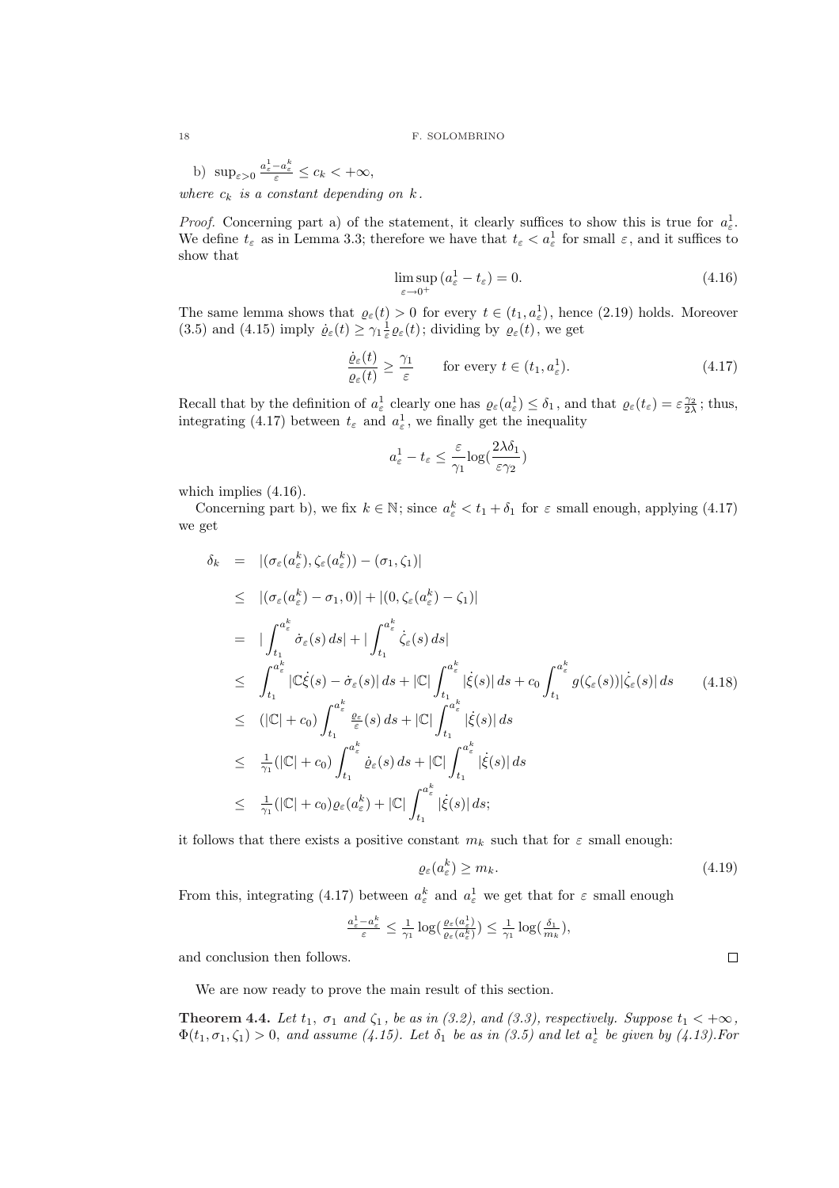b) $\sup_{\varepsilon>0} \frac{a_\varepsilon^1 - a_\varepsilon^k}{\varepsilon} \leq c_k < +\infty$,

*where $c_k$ is a constant depending on $k$.*

*Proof.* Concerning part a) of the statement, it clearly suffices to show this is true for $a_\varepsilon^1$. We define $t_\varepsilon$ as in Lemma 3.3; therefore we have that $t_\varepsilon < a_\varepsilon^1$ for small $\varepsilon$, and it suffices to show that

$$\limsup_{\varepsilon\to 0^+} (a_\varepsilon^1 - t_\varepsilon) = 0. \tag{4.16}$$

The same lemma shows that $\varrho_\varepsilon(t) > 0$ for every $t \in (t_1, a_\varepsilon^1)$, hence (2.19) holds. Moreover (3.5) and (4.15) imply $\dot{\varrho}_\varepsilon(t) \geq \gamma_1 \frac{1}{\varepsilon} \varrho_\varepsilon(t)$; dividing by $\varrho_\varepsilon(t)$, we get

$$\frac{\dot{\varrho}_\varepsilon(t)}{\varrho_\varepsilon(t)} \geq \frac{\gamma_1}{\varepsilon} \qquad \text{for every } t \in (t_1, a_\varepsilon^1). \tag{4.17}$$

Recall that by the definition of $a_\varepsilon^1$ clearly one has $\varrho_\varepsilon(a_\varepsilon^1) \leq \delta_1$, and that $\varrho_\varepsilon(t_\varepsilon) = \varepsilon \frac{\gamma_2}{2\lambda}$; thus, integrating (4.17) between $t_\varepsilon$ and $a_\varepsilon^1$, we finally get the inequality

$$a_\varepsilon^1 - t_\varepsilon \leq \frac{\varepsilon}{\gamma_1} \log\left(\frac{2\lambda\delta_1}{\varepsilon\gamma_2}\right)$$

which implies (4.16).

Concerning part b), we fix $k \in \mathbb{N}$; since $a_\varepsilon^k < t_1 + \delta_1$ for $\varepsilon$ small enough, applying (4.17) we get

$$\begin{aligned}
\delta_k &= |(\sigma_\varepsilon(a_\varepsilon^k), \zeta_\varepsilon(a_\varepsilon^k)) - (\sigma_1, \zeta_1)| \\
&\leq |(\sigma_\varepsilon(a_\varepsilon^k) - \sigma_1, 0)| + |(0, \zeta_\varepsilon(a_\varepsilon^k) - \zeta_1)| \\
&= \left|\int_{t_1}^{a_\varepsilon^k} \dot{\sigma}_\varepsilon(s)\, ds\right| + \left|\int_{t_1}^{a_\varepsilon^k} \dot{\zeta}_\varepsilon(s)\, ds\right| \\
&\leq \int_{t_1}^{a_\varepsilon^k} |\mathbb{C}\dot{\xi}(s) - \dot{\sigma}_\varepsilon(s)|\, ds + |\mathbb{C}| \int_{t_1}^{a_\varepsilon^k} |\dot{\xi}(s)|\, ds + c_0 \int_{t_1}^{a_\varepsilon^k} g(\zeta_\varepsilon(s)) |\dot{\zeta}_\varepsilon(s)|\, ds \\
&\leq (|\mathbb{C}| + c_0) \int_{t_1}^{a_\varepsilon^k} \tfrac{\varrho_\varepsilon}{\varepsilon}(s)\, ds + |\mathbb{C}| \int_{t_1}^{a_\varepsilon^k} |\dot{\xi}(s)|\, ds \\
&\leq \tfrac{1}{\gamma_1}(|\mathbb{C}| + c_0) \int_{t_1}^{a_\varepsilon^k} \dot{\varrho}_\varepsilon(s)\, ds + |\mathbb{C}| \int_{t_1}^{a_\varepsilon^k} |\dot{\xi}(s)|\, ds \\
&\leq \tfrac{1}{\gamma_1}(|\mathbb{C}| + c_0) \varrho_\varepsilon(a_\varepsilon^k) + |\mathbb{C}| \int_{t_1}^{a_\varepsilon^k} |\dot{\xi}(s)|\, ds;
\end{aligned} \tag{4.18}$$

it follows that there exists a positive constant $m_k$ such that for $\varepsilon$ small enough:

$$\varrho_\varepsilon(a_\varepsilon^k) \geq m_k. \tag{4.19}$$

From this, integrating (4.17) between $a_\varepsilon^k$ and $a_\varepsilon^1$ we get that for $\varepsilon$ small enough

$$\tfrac{a_\varepsilon^1 - a_\varepsilon^k}{\varepsilon} \leq \tfrac{1}{\gamma_1} \log\left(\tfrac{\varrho_\varepsilon(a_\varepsilon^1)}{\varrho_\varepsilon(a_\varepsilon^k)}\right) \leq \tfrac{1}{\gamma_1} \log\left(\tfrac{\delta_1}{m_k}\right),$$

and conclusion then follows. □

We are now ready to prove the main result of this section.

**Theorem 4.4.** *Let $t_1$, $\sigma_1$ and $\zeta_1$, be as in (3.2), and (3.3), respectively. Suppose $t_1 < +\infty$, $\Phi(t_1, \sigma_1, \zeta_1) > 0$, and assume (4.15). Let $\delta_1$ be as in (3.5) and let $a_\varepsilon^1$ be given by (4.13).For*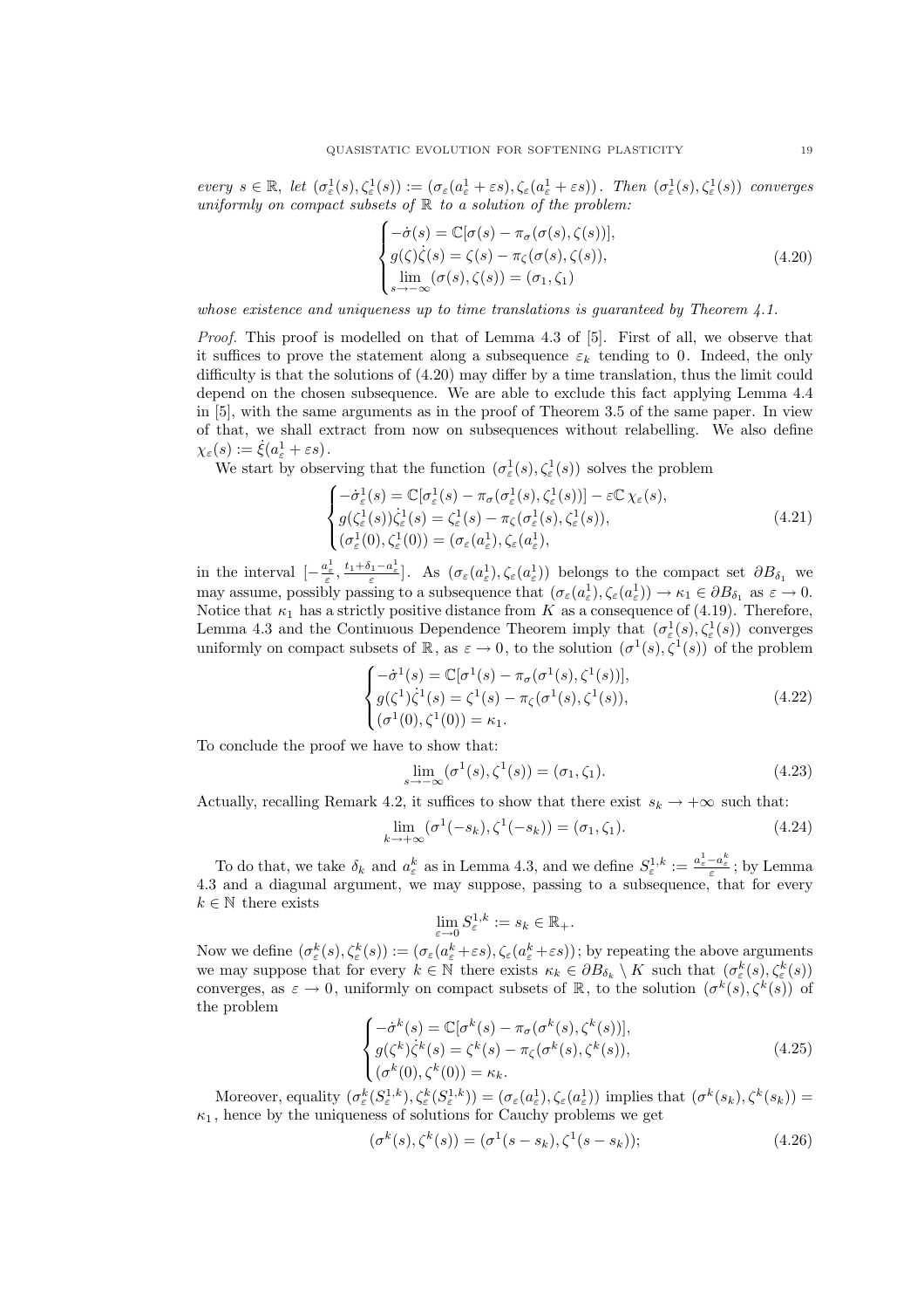*every $s \in \mathbb{R}$, let $(\sigma^1_\varepsilon(s), \zeta^1_\varepsilon(s)) := (\sigma_\varepsilon(a^1_\varepsilon + \varepsilon s), \zeta_\varepsilon(a^1_\varepsilon + \varepsilon s))$. Then $(\sigma^1_\varepsilon(s), \zeta^1_\varepsilon(s))$ converges uniformly on compact subsets of $\mathbb{R}$ to a solution of the problem:*

$$
\begin{cases}
-\dot{\sigma}(s) = \mathbb{C}[\sigma(s) - \pi_\sigma(\sigma(s), \zeta(s))], \\
g(\zeta)\dot{\zeta}(s) = \zeta(s) - \pi_\zeta(\sigma(s), \zeta(s)), \\
\lim\limits_{s \to -\infty} (\sigma(s), \zeta(s)) = (\sigma_1, \zeta_1)
\end{cases}
\tag{4.20}
$$

*whose existence and uniqueness up to time translations is guaranteed by Theorem 4.1.*

*Proof.* This proof is modelled on that of Lemma 4.3 of [5]. First of all, we observe that it suffices to prove the statement along a subsequence $\varepsilon_k$ tending to 0. Indeed, the only difficulty is that the solutions of (4.20) may differ by a time translation, thus the limit could depend on the chosen subsequence. We are able to exclude this fact applying Lemma 4.4 in [5], with the same arguments as in the proof of Theorem 3.5 of the same paper. In view of that, we shall extract from now on subsequences without relabelling. We also define $\chi_\varepsilon(s) := \dot{\xi}(a^1_\varepsilon + \varepsilon s)$.

We start by observing that the function $(\sigma^1_\varepsilon(s), \zeta^1_\varepsilon(s))$ solves the problem

$$
\begin{cases}
-\dot{\sigma}^1_\varepsilon(s) = \mathbb{C}[\sigma^1_\varepsilon(s) - \pi_\sigma(\sigma^1_\varepsilon(s), \zeta^1_\varepsilon(s))] - \varepsilon \mathbb{C}\, \chi_\varepsilon(s), \\
g(\zeta^1_\varepsilon(s))\dot{\zeta}^1_\varepsilon(s) = \zeta^1_\varepsilon(s) - \pi_\zeta(\sigma^1_\varepsilon(s), \zeta^1_\varepsilon(s)), \\
(\sigma^1_\varepsilon(0), \zeta^1_\varepsilon(0)) = (\sigma_\varepsilon(a^1_\varepsilon), \zeta_\varepsilon(a^1_\varepsilon),
\end{cases}
\tag{4.21}
$$

in the interval $[-\frac{a^1_\varepsilon}{\varepsilon}, \frac{t_1 + \delta_1 - a^1_\varepsilon}{\varepsilon}]$. As $(\sigma_\varepsilon(a^1_\varepsilon), \zeta_\varepsilon(a^1_\varepsilon))$ belongs to the compact set $\partial B_{\delta_1}$ we may assume, possibly passing to a subsequence that $(\sigma_\varepsilon(a^1_\varepsilon), \zeta_\varepsilon(a^1_\varepsilon)) \to \kappa_1 \in \partial B_{\delta_1}$ as $\varepsilon \to 0$. Notice that $\kappa_1$ has a strictly positive distance from $K$ as a consequence of (4.19). Therefore, Lemma 4.3 and the Continuous Dependence Theorem imply that $(\sigma^1_\varepsilon(s), \zeta^1_\varepsilon(s))$ converges uniformly on compact subsets of $\mathbb{R}$, as $\varepsilon \to 0$, to the solution $(\sigma^1(s), \zeta^1(s))$ of the problem

$$
\begin{cases}
-\dot{\sigma}^1(s) = \mathbb{C}[\sigma^1(s) - \pi_\sigma(\sigma^1(s), \zeta^1(s))], \\
g(\zeta^1)\dot{\zeta}^1(s) = \zeta^1(s) - \pi_\zeta(\sigma^1(s), \zeta^1(s)), \\
(\sigma^1(0), \zeta^1(0)) = \kappa_1.
\end{cases}
\tag{4.22}
$$

To conclude the proof we have to show that:

$$
\lim_{s \to -\infty} (\sigma^1(s), \zeta^1(s)) = (\sigma_1, \zeta_1).
\tag{4.23}
$$

Actually, recalling Remark 4.2, it suffices to show that there exist $s_k \to +\infty$ such that:

$$
\lim_{k \to +\infty} (\sigma^1(-s_k), \zeta^1(-s_k)) = (\sigma_1, \zeta_1).
\tag{4.24}
$$

To do that, we take $\delta_k$ and $a^k_\varepsilon$ as in Lemma 4.3, and we define $S^{1,k}_\varepsilon := \frac{a^1_\varepsilon - a^k_\varepsilon}{\varepsilon}$; by Lemma 4.3 and a diagonal argument, we may suppose, passing to a subsequence, that for every $k \in \mathbb{N}$ there exists

$$
\lim_{\varepsilon \to 0} S^{1,k}_\varepsilon := s_k \in \mathbb{R}_+.
$$

Now we define $(\sigma^k_\varepsilon(s), \zeta^k_\varepsilon(s)) := (\sigma_\varepsilon(a^k_\varepsilon + \varepsilon s), \zeta_\varepsilon(a^k_\varepsilon + \varepsilon s))$; by repeating the above arguments we may suppose that for every $k \in \mathbb{N}$ there exists $\kappa_k \in \partial B_{\delta_k} \setminus K$ such that $(\sigma^k_\varepsilon(s), \zeta^k_\varepsilon(s))$ converges, as $\varepsilon \to 0$, uniformly on compact subsets of $\mathbb{R}$, to the solution $(\sigma^k(s), \zeta^k(s))$ of the problem

$$
\begin{cases}
-\dot{\sigma}^k(s) = \mathbb{C}[\sigma^k(s) - \pi_\sigma(\sigma^k(s), \zeta^k(s))], \\
g(\zeta^k)\dot{\zeta}^k(s) = \zeta^k(s) - \pi_\zeta(\sigma^k(s), \zeta^k(s)), \\
(\sigma^k(0), \zeta^k(0)) = \kappa_k.
\end{cases}
\tag{4.25}
$$

Moreover, equality $(\sigma^k_\varepsilon(S^{1,k}_\varepsilon), \zeta^k_\varepsilon(S^{1,k}_\varepsilon)) = (\sigma_\varepsilon(a^1_\varepsilon), \zeta_\varepsilon(a^1_\varepsilon))$ implies that $(\sigma^k(s_k), \zeta^k(s_k)) = \kappa_1$, hence by the uniqueness of solutions for Cauchy problems we get

$$
(\sigma^k(s), \zeta^k(s)) = (\sigma^1(s - s_k), \zeta^1(s - s_k));
\tag{4.26}
$$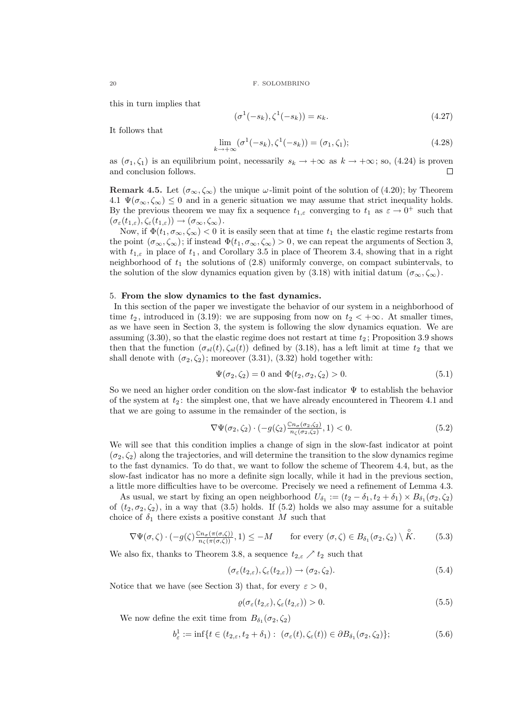this in turn implies that

$$(\sigma^1(-s_k), \zeta^1(-s_k)) = \kappa_k. \tag{4.27}$$

It follows that

$$\lim_{k\to+\infty} (\sigma^1(-s_k), \zeta^1(-s_k)) = (\sigma_1, \zeta_1); \tag{4.28}$$

as $(\sigma_1, \zeta_1)$ is an equilibrium point, necessarily $s_k \to +\infty$ as $k \to +\infty$; so, (4.24) is proven and conclusion follows. □

**Remark 4.5.** Let $(\sigma_\infty, \zeta_\infty)$ the unique $\omega$-limit point of the solution of (4.20); by Theorem 4.1 $\Psi(\sigma_\infty, \zeta_\infty) \le 0$ and in a generic situation we may assume that strict inequality holds. By the previous theorem we may fix a sequence $t_{1,\varepsilon}$ converging to $t_1$ as $\varepsilon \to 0^+$ such that $(\sigma_\varepsilon(t_{1,\varepsilon}), \zeta_\varepsilon(t_{1,\varepsilon})) \to (\sigma_\infty, \zeta_\infty)$.

Now, if $\Phi(t_1, \sigma_\infty, \zeta_\infty) < 0$ it is easily seen that at time $t_1$ the elastic regime restarts from the point $(\sigma_\infty, \zeta_\infty)$; if instead $\Phi(t_1, \sigma_\infty, \zeta_\infty) > 0$, we can repeat the arguments of Section 3, with $t_{1,\varepsilon}$ in place of $t_1$, and Corollary 3.5 in place of Theorem 3.4, showing that in a right neighborhood of $t_1$ the solutions of (2.8) uniformly converge, on compact subintervals, to the solution of the slow dynamics equation given by (3.18) with initial datum $(\sigma_\infty, \zeta_\infty)$.

## 5. From the slow dynamics to the fast dynamics.

In this section of the paper we investigate the behavior of our system in a neighborhood of time $t_2$, introduced in (3.19): we are supposing from now on $t_2 < +\infty$. At smaller times, as we have seen in Section 3, the system is following the slow dynamics equation. We are assuming (3.30), so that the elastic regime does not restart at time $t_2$; Proposition 3.9 shows then that the function $(\sigma_{sl}(t), \zeta_{sl}(t))$ defined by (3.18), has a left limit at time $t_2$ that we shall denote with $(\sigma_2, \zeta_2)$; moreover (3.31), (3.32) hold together with:

$$\Psi(\sigma_2, \zeta_2) = 0 \text{ and } \Phi(t_2, \sigma_2, \zeta_2) > 0. \tag{5.1}$$

So we need an higher order condition on the slow-fast indicator $\Psi$ to establish the behavior of the system at $t_2$: the simplest one, that we have already encountered in Theorem 4.1 and that we are going to assume in the remainder of the section, is

$$\nabla\Psi(\sigma_2, \zeta_2) \cdot (-g(\zeta_2)\tfrac{\mathbb{C}n_\sigma(\sigma_2,\zeta_2)}{n_\zeta(\sigma_2,\zeta_2)}, 1) < 0. \tag{5.2}$$

We will see that this condition implies a change of sign in the slow-fast indicator at point $(\sigma_2, \zeta_2)$ along the trajectories, and will determine the transition to the slow dynamics regime to the fast dynamics. To do that, we want to follow the scheme of Theorem 4.4, but, as the slow-fast indicator has no more a definite sign locally, while it had in the previous section, a little more difficulties have to be overcome. Precisely we need a refinement of Lemma 4.3.

As usual, we start by fixing an open neighborhood $U_{\delta_1} := (t_2 - \delta_1, t_2 + \delta_1) \times B_{\delta_1}(\sigma_2, \zeta_2)$ of $(t_2, \sigma_2, \zeta_2)$, in a way that (3.5) holds. If (5.2) holds we also may assume for a suitable choice of $\delta_1$ there exists a positive constant $M$ such that

$$\nabla\Psi(\sigma, \zeta) \cdot (-g(\zeta)\tfrac{\mathbb{C}n_\sigma(\pi(\sigma,\zeta))}{n_\zeta(\pi(\sigma,\zeta))}, 1) \le -M \qquad \text{for every } (\sigma, \zeta) \in B_{\delta_1}(\sigma_2, \zeta_2) \setminus \mathring{K}. \tag{5.3}$$

We also fix, thanks to Theorem 3.8, a sequence $t_{2,\varepsilon} \nearrow t_2$ such that

$$(\sigma_\varepsilon(t_{2,\varepsilon}), \zeta_\varepsilon(t_{2,\varepsilon})) \to (\sigma_2, \zeta_2). \tag{5.4}$$

Notice that we have (see Section 3) that, for every $\varepsilon > 0$,

$$\varrho(\sigma_\varepsilon(t_{2,\varepsilon}), \zeta_\varepsilon(t_{2,\varepsilon})) > 0. \tag{5.5}$$

We now define the exit time from $B_{\delta_1}(\sigma_2, \zeta_2)$

$$b^1_\varepsilon := \inf\{t \in (t_{2,\varepsilon}, t_2 + \delta_1) : \ (\sigma_\varepsilon(t), \zeta_\varepsilon(t)) \in \partial B_{\delta_1}(\sigma_2, \zeta_2)\}; \tag{5.6}$$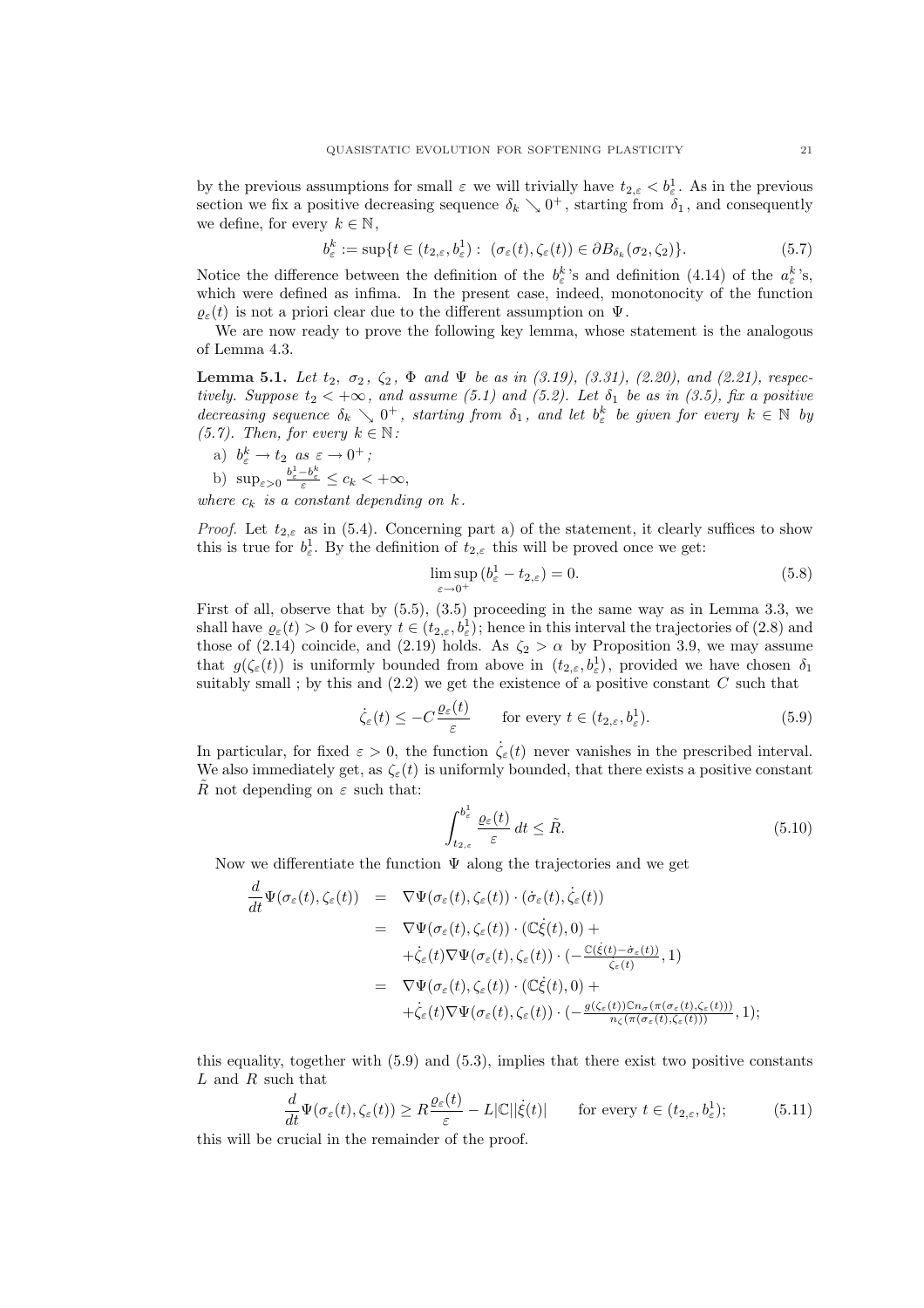by the previous assumptions for small $\varepsilon$ we will trivially have $t_{2,\varepsilon} < b^1_\varepsilon$. As in the previous section we fix a positive decreasing sequence $\delta_k \searrow 0^+$, starting from $\delta_1$, and consequently we define, for every $k \in \mathbb{N}$,

$$b^k_\varepsilon := \sup\{t \in (t_{2,\varepsilon}, b^1_\varepsilon) : \ (\sigma_\varepsilon(t), \zeta_\varepsilon(t)) \in \partial B_{\delta_k}(\sigma_2, \zeta_2)\}. \tag{5.7}$$

Notice the difference between the definition of the $b^k_\varepsilon$'s and definition (4.14) of the $a^k_\varepsilon$'s, which were defined as infima. In the present case, indeed, monotonocity of the function $\varrho_\varepsilon(t)$ is not a priori clear due to the different assumption on $\Psi$.

We are now ready to prove the following key lemma, whose statement is the analogous of Lemma 4.3.

**Lemma 5.1.** *Let $t_2$, $\sigma_2$, $\zeta_2$, $\Phi$ and $\Psi$ be as in (3.19), (3.31), (2.20), and (2.21), respectively. Suppose $t_2 < +\infty$, and assume (5.1) and (5.2). Let $\delta_1$ be as in (3.5), fix a positive decreasing sequence $\delta_k \searrow 0^+$, starting from $\delta_1$, and let $b^k_\varepsilon$ be given for every $k \in \mathbb{N}$ by (5.7). Then, for every $k \in \mathbb{N}$:*

a) $b^k_\varepsilon \to t_2$ *as* $\varepsilon \to 0^+$*;*

b) $\sup_{\varepsilon>0} \frac{b^1_\varepsilon - b^k_\varepsilon}{\varepsilon} \leq c_k < +\infty$,

*where $c_k$ is a constant depending on $k$.*

*Proof.* Let $t_{2,\varepsilon}$ as in (5.4). Concerning part a) of the statement, it clearly suffices to show this is true for $b^1_\varepsilon$. By the definition of $t_{2,\varepsilon}$ this will be proved once we get:

$$\limsup_{\varepsilon \to 0^+} (b^1_\varepsilon - t_{2,\varepsilon}) = 0. \tag{5.8}$$

First of all, observe that by (5.5), (3.5) proceeding in the same way as in Lemma 3.3, we shall have $\varrho_\varepsilon(t) > 0$ for every $t \in (t_{2,\varepsilon}, b^1_\varepsilon)$; hence in this interval the trajectories of (2.8) and those of (2.14) coincide, and (2.19) holds. As $\zeta_2 > \alpha$ by Proposition 3.9, we may assume that $g(\zeta_\varepsilon(t))$ is uniformly bounded from above in $(t_{2,\varepsilon}, b^1_\varepsilon)$, provided we have chosen $\delta_1$ suitably small ; by this and (2.2) we get the existence of a positive constant $C$ such that

$$\dot{\zeta}_\varepsilon(t) \leq -C\frac{\varrho_\varepsilon(t)}{\varepsilon} \qquad \text{for every } t \in (t_{2,\varepsilon}, b^1_\varepsilon). \tag{5.9}$$

In particular, for fixed $\varepsilon > 0$, the function $\dot{\zeta}_\varepsilon(t)$ never vanishes in the prescribed interval. We also immediately get, as $\zeta_\varepsilon(t)$ is uniformly bounded, that there exists a positive constant $\tilde{R}$ not depending on $\varepsilon$ such that:

$$\int_{t_{2,\varepsilon}}^{b^1_\varepsilon} \frac{\varrho_\varepsilon(t)}{\varepsilon}\, dt \leq \tilde{R}. \tag{5.10}$$

Now we differentiate the function $\Psi$ along the trajectories and we get

$$\begin{aligned}
\frac{d}{dt}\Psi(\sigma_\varepsilon(t), \zeta_\varepsilon(t)) &= \nabla\Psi(\sigma_\varepsilon(t), \zeta_\varepsilon(t)) \cdot (\dot{\sigma}_\varepsilon(t), \dot{\zeta}_\varepsilon(t)) \\
&= \nabla\Psi(\sigma_\varepsilon(t), \zeta_\varepsilon(t)) \cdot (\mathbb{C}\dot{\xi}(t), 0) + \\
&\quad + \dot{\zeta}_\varepsilon(t)\nabla\Psi(\sigma_\varepsilon(t), \zeta_\varepsilon(t)) \cdot (-\tfrac{\mathbb{C}(\dot{\xi}(t) - \dot{\sigma}_\varepsilon(t))}{\dot{\zeta}_\varepsilon(t)}, 1) \\
&= \nabla\Psi(\sigma_\varepsilon(t), \zeta_\varepsilon(t)) \cdot (\mathbb{C}\dot{\xi}(t), 0) + \\
&\quad + \dot{\zeta}_\varepsilon(t)\nabla\Psi(\sigma_\varepsilon(t), \zeta_\varepsilon(t)) \cdot (-\tfrac{g(\zeta_\varepsilon(t))\mathbb{C}n_\sigma(\pi(\sigma_\varepsilon(t), \zeta_\varepsilon(t)))}{n_\zeta(\pi(\sigma_\varepsilon(t), \zeta_\varepsilon(t)))}, 1);
\end{aligned}$$

this equality, together with (5.9) and (5.3), implies that there exist two positive constants $L$ and $R$ such that

$$\frac{d}{dt}\Psi(\sigma_\varepsilon(t), \zeta_\varepsilon(t)) \geq R\frac{\varrho_\varepsilon(t)}{\varepsilon} - L|\mathbb{C}||\dot{\xi}(t)| \qquad \text{for every } t \in (t_{2,\varepsilon}, b^1_\varepsilon); \tag{5.11}$$

this will be crucial in the remainder of the proof.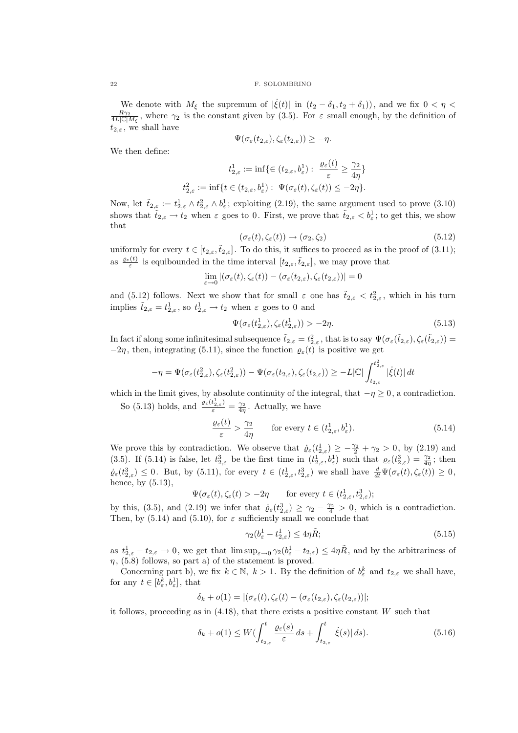We denote with $M_\xi$ the supremum of $|\dot{\xi}(t)|$ in $(t_2-\delta_1, t_2+\delta_1))$, and we fix $0<\eta<\frac{R\gamma_2}{4L|\mathbb{C}|M_\xi}$, where $\gamma_2$ is the constant given by (3.5). For $\varepsilon$ small enough, by the definition of $t_{2,\varepsilon}$, we shall have

$$\Psi(\sigma_\varepsilon(t_{2,\varepsilon}), \zeta_\varepsilon(t_{2,\varepsilon})) \geq -\eta.$$

We then define:

$$t^1_{2,\varepsilon} := \inf\{\in (t_{2,\varepsilon}, b^1_\varepsilon) : \ \frac{\varrho_\varepsilon(t)}{\varepsilon} \geq \frac{\gamma_2}{4\eta}\}$$

$$t^2_{2,\varepsilon} := \inf\{t \in (t_{2,\varepsilon}, b^1_\varepsilon) : \ \Psi(\sigma_\varepsilon(t), \zeta_\varepsilon(t)) \leq -2\eta\}.$$

Now, let $\tilde{t}_{2,\varepsilon} := t^1_{2,\varepsilon} \wedge t^2_{2,\varepsilon} \wedge b^1_\varepsilon$; exploiting (2.19), the same argument used to prove (3.10) shows that $\tilde{t}_{2,\varepsilon} \to t_2$ when $\varepsilon$ goes to 0. First, we prove that $\tilde{t}_{2,\varepsilon} < b^1_\varepsilon$; to get this, we show that

$$(\sigma_\varepsilon(t), \zeta_\varepsilon(t)) \to (\sigma_2, \zeta_2) \tag{5.12}$$

uniformly for every $t \in [t_{2,\varepsilon}, \tilde{t}_{2,\varepsilon}]$. To do this, it suffices to proceed as in the proof of (3.11); as $\frac{\varrho_\varepsilon(t)}{\varepsilon}$ is equibounded in the time interval $[t_{2,\varepsilon}, \tilde{t}_{2,\varepsilon}]$, we may prove that

$$\lim_{\varepsilon \to 0} |(\sigma_\varepsilon(t), \zeta_\varepsilon(t)) - (\sigma_\varepsilon(t_{2,\varepsilon}), \zeta_\varepsilon(t_{2,\varepsilon}))| = 0$$

and (5.12) follows. Next we show that for small $\varepsilon$ one has $\tilde{t}_{2,\varepsilon} < t^2_{2,\varepsilon}$, which in his turn implies $\tilde{t}_{2,\varepsilon} = t^1_{2,\varepsilon}$, so $t^1_{2,\varepsilon} \to t_2$ when $\varepsilon$ goes to 0 and

$$\Psi(\sigma_\varepsilon(t^1_{2,\varepsilon}), \zeta_\varepsilon(t^1_{2,\varepsilon})) > -2\eta. \tag{5.13}$$

In fact if along some infinitesimal subsequence $\tilde{t}_{2,\varepsilon} = t^2_{2,\varepsilon}$, that is to say $\Psi(\sigma_\varepsilon(\tilde{t}_{2,\varepsilon}), \zeta_\varepsilon(\tilde{t}_{2,\varepsilon})) = -2\eta$, then, integrating (5.11), since the function $\varrho_\varepsilon(t)$ is positive we get

$$-\eta = \Psi(\sigma_\varepsilon(t^2_{2,\varepsilon}), \zeta_\varepsilon(t^2_{2,\varepsilon})) - \Psi(\sigma_\varepsilon(t_{2,\varepsilon}), \zeta_\varepsilon(t_{2,\varepsilon})) \geq -L|\mathbb{C}| \int_{t_{2,\varepsilon}}^{t^2_{2,\varepsilon}} |\dot{\xi}(t)|\, dt$$

which in the limit gives, by absolute continuity of the integral, that $-\eta \geq 0$, a contradiction.

So (5.13) holds, and $\frac{\varrho_\varepsilon(t^1_{2,\varepsilon})}{\varepsilon} = \frac{\gamma_2}{4\eta}$. Actually, we have

$$\frac{\varrho_\varepsilon(t)}{\varepsilon} > \frac{\gamma_2}{4\eta} \qquad \text{for every } t \in (t^1_{2,\varepsilon}, b^1_\varepsilon). \tag{5.14}$$

We prove this by contradiction. We observe that $\dot{\varrho}_\varepsilon(t^1_{2,\varepsilon}) \geq -\frac{\gamma_2}{2} + \gamma_2 > 0$, by (2.19) and (3.5). If (5.14) is false, let $t^3_{2,\varepsilon}$ be the first time in $(t^1_{2,\varepsilon}, b^1_\varepsilon)$ such that $\varrho_\varepsilon(t^3_{2,\varepsilon}) = \frac{\gamma_2}{4\eta}$; then $\dot{\varrho}_\varepsilon(t^3_{2,\varepsilon}) \leq 0$. But, by (5.11), for every $t \in (t^1_{2,\varepsilon}, t^3_{2,\varepsilon})$ we shall have $\frac{d}{dt}\Psi(\sigma_\varepsilon(t), \zeta_\varepsilon(t)) \geq 0$, hence, by (5.13),

$$\Psi(\sigma_\varepsilon(t), \zeta_\varepsilon(t) > -2\eta \qquad \text{for every } t \in (t^1_{2,\varepsilon}, t^3_{2,\varepsilon});$$

by this, (3.5), and (2.19) we infer that $\dot{\varrho}_\varepsilon(t^3_{2,\varepsilon}) \geq \gamma_2 - \frac{\gamma_2}{4} > 0$, which is a contradiction. Then, by (5.14) and (5.10), for $\varepsilon$ sufficiently small we conclude that

$$\gamma_2(b^1_\varepsilon - t^1_{2,\varepsilon}) \leq 4\eta\tilde{R}; \tag{5.15}$$

as $t^1_{2,\varepsilon} - t_{2,\varepsilon} \to 0$, we get that $\limsup_{\varepsilon \to 0} \gamma_2(b^1_\varepsilon - t_{2,\varepsilon}) \leq 4\eta\tilde{R}$, and by the arbitrariness of $\eta$, (5.8) follows, so part a) of the statement is proved.

Concerning part b), we fix $k \in \mathbb{N}$, $k > 1$. By the definition of $b^k_\varepsilon$ and $t_{2,\varepsilon}$ we shall have, for any $t \in [b^k_\varepsilon, b^1_\varepsilon]$, that

$$\delta_k + o(1) = |(\sigma_\varepsilon(t), \zeta_\varepsilon(t) - (\sigma_\varepsilon(t_{2,\varepsilon}), \zeta_\varepsilon(t_{2,\varepsilon}))|;$$

it follows, proceeding as in (4.18), that there exists a positive constant $W$ such that

$$\delta_k + o(1) \leq W(\int_{t_{2,\varepsilon}}^{t} \frac{\varrho_\varepsilon(s)}{\varepsilon}\, ds + \int_{t_{2,\varepsilon}}^{t} |\dot{\xi}(s)|\, ds). \tag{5.16}$$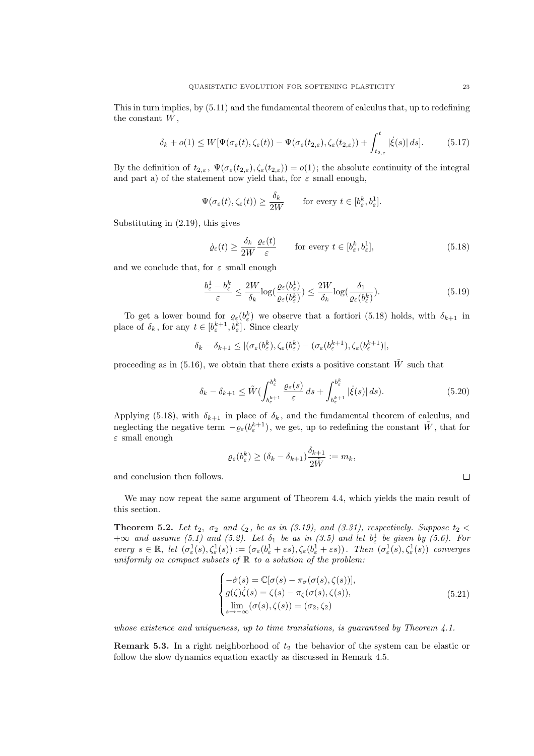This in turn implies, by (5.11) and the fundamental theorem of calculus that, up to redefining the constant $W$,

$$\delta_k + o(1) \leq W[\Psi(\sigma_\varepsilon(t), \zeta_\varepsilon(t)) - \Psi(\sigma_\varepsilon(t_{2,\varepsilon}), \zeta_\varepsilon(t_{2,\varepsilon})) + \int_{t_{2,\varepsilon}}^{t} |\dot{\xi}(s)|\, ds]. \tag{5.17}$$

By the definition of $t_{2,\varepsilon}$, $\Psi(\sigma_\varepsilon(t_{2,\varepsilon}), \zeta_\varepsilon(t_{2,\varepsilon})) = o(1)$; the absolute continuity of the integral and part a) of the statement now yield that, for $\varepsilon$ small enough,

$$\Psi(\sigma_\varepsilon(t), \zeta_\varepsilon(t)) \geq \frac{\delta_k}{2W} \qquad \text{for every } t \in [b_\varepsilon^k, b_\varepsilon^1].$$

Substituting in (2.19), this gives

$$\dot{\varrho}_\varepsilon(t) \geq \frac{\delta_k}{2W} \frac{\varrho_\varepsilon(t)}{\varepsilon} \qquad \text{for every } t \in [b_\varepsilon^k, b_\varepsilon^1], \tag{5.18}$$

and we conclude that, for $\varepsilon$ small enough

$$\frac{b_\varepsilon^1 - b_\varepsilon^k}{\varepsilon} \leq \frac{2W}{\delta_k} \log\left(\frac{\varrho_\varepsilon(b_\varepsilon^1)}{\varrho_\varepsilon(b_\varepsilon^k)}\right) \leq \frac{2W}{\delta_k} \log\left(\frac{\delta_1}{\varrho_\varepsilon(b_\varepsilon^k)}\right). \tag{5.19}$$

To get a lower bound for $\varrho_\varepsilon(b_\varepsilon^k)$ we observe that a fortiori (5.18) holds, with $\delta_{k+1}$ in place of $\delta_k$, for any $t \in [b_\varepsilon^{k+1}, b_\varepsilon^k]$. Since clearly

$$\delta_k - \delta_{k+1} \leq |(\sigma_\varepsilon(b_\varepsilon^k), \zeta_\varepsilon(b_\varepsilon^k) - (\sigma_\varepsilon(b_\varepsilon^{k+1}), \zeta_\varepsilon(b_\varepsilon^{k+1})|,$$

proceeding as in (5.16), we obtain that there exists a positive constant $\tilde{W}$ such that

$$\delta_k - \delta_{k+1} \leq \tilde{W}\left(\int_{b_\varepsilon^{k+1}}^{b_\varepsilon^k} \frac{\varrho_\varepsilon(s)}{\varepsilon}\, ds + \int_{b_\varepsilon^{k+1}}^{b_\varepsilon^k} |\dot{\xi}(s)|\, ds\right). \tag{5.20}$$

Applying (5.18), with $\delta_{k+1}$ in place of $\delta_k$, and the fundamental theorem of calculus, and neglecting the negative term $-\varrho_\varepsilon(b_\varepsilon^{k+1})$, we get, up to redefining the constant $\tilde{W}$, that for $\varepsilon$ small enough

$$\varrho_\varepsilon(b_\varepsilon^k) \geq (\delta_k - \delta_{k+1}) \frac{\delta_{k+1}}{2\tilde{W}} := m_k,$$

and conclusion then follows. $\square$

We may now repeat the same argument of Theorem 4.4, which yields the main result of this section.

**Theorem 5.2.** *Let $t_2$, $\sigma_2$ and $\zeta_2$, be as in (3.19), and (3.31), respectively. Suppose $t_2 < +\infty$ and assume (5.1) and (5.2). Let $\delta_1$ be as in (3.5) and let $b_\varepsilon^1$ be given by (5.6). For every $s \in \mathbb{R}$, let $(\sigma_\varepsilon^1(s), \zeta_\varepsilon^1(s)) := (\sigma_\varepsilon(b_\varepsilon^1 + \varepsilon s), \zeta_\varepsilon(b_\varepsilon^1 + \varepsilon s))$. Then $(\sigma_\varepsilon^1(s), \zeta_\varepsilon^1(s))$ converges uniformly on compact subsets of $\mathbb{R}$ to a solution of the problem:*

$$\begin{cases} -\dot{\sigma}(s) = \mathbb{C}[\sigma(s) - \pi_\sigma(\sigma(s), \zeta(s))], \\ g(\zeta)\dot{\zeta}(s) = \zeta(s) - \pi_\zeta(\sigma(s), \zeta(s)), \\ \lim\limits_{s \to -\infty} (\sigma(s), \zeta(s)) = (\sigma_2, \zeta_2) \end{cases} \tag{5.21}$$

*whose existence and uniqueness, up to time translations, is guaranteed by Theorem 4.1.*

**Remark 5.3.** In a right neighborhood of $t_2$ the behavior of the system can be elastic or follow the slow dynamics equation exactly as discussed in Remark 4.5.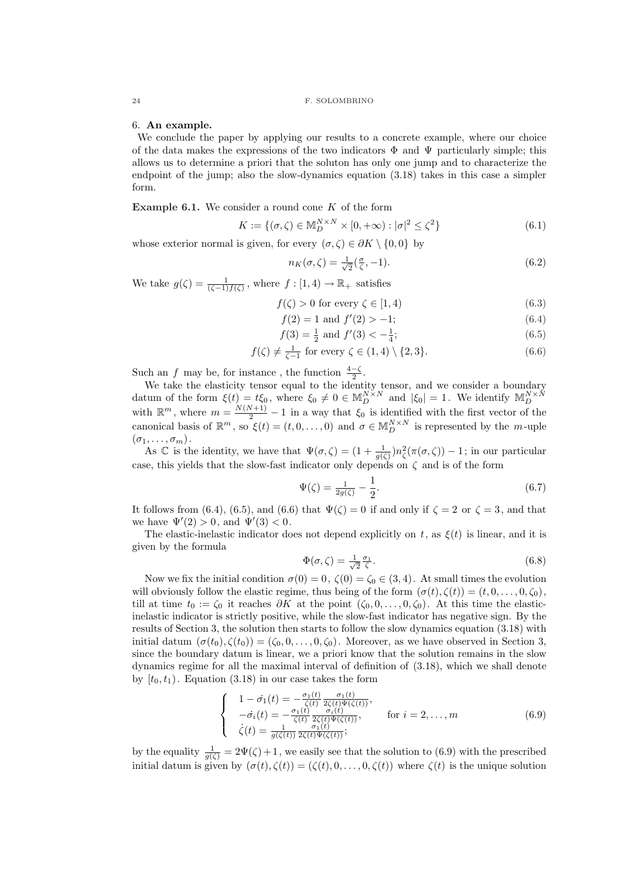## 6. An example.

We conclude the paper by applying our results to a concrete example, where our choice of the data makes the expressions of the two indicators $\Phi$ and $\Psi$ particularly simple; this allows us to determine a priori that the soluton has only one jump and to characterize the endpoint of the jump; also the slow-dynamics equation (3.18) takes in this case a simpler form.

**Example 6.1.** We consider a round cone $K$ of the form

$$K := \{(\sigma, \zeta) \in \mathbb{M}^{N\times N}_D \times [0, +\infty) : |\sigma|^2 \leq \zeta^2\} \tag{6.1}$$

whose exterior normal is given, for every $(\sigma, \zeta) \in \partial K \setminus \{0, 0\}$ by

$$n_K(\sigma, \zeta) = \tfrac{1}{\sqrt{2}}(\tfrac{\sigma}{\zeta}, -1). \tag{6.2}$$

We take $g(\zeta) = \frac{1}{(\zeta-1)f(\zeta)}$, where $f : [1, 4) \to \mathbb{R}_+$ satisfies

$$f(\zeta) > 0 \text{ for every } \zeta \in [1, 4) \tag{6.3}$$

$$f(2) = 1 \text{ and } f'(2) > -1; \tag{6.4}$$

$$f(3) = \tfrac{1}{2} \text{ and } f'(3) < -\tfrac{1}{4}; \tag{6.5}$$

$$f(\zeta) \neq \tfrac{1}{\zeta-1} \text{ for every } \zeta \in (1, 4) \setminus \{2, 3\}. \tag{6.6}$$

Such an $f$ may be, for instance , the function $\frac{4-\zeta}{2}$.

We take the elasticity tensor equal to the identity tensor, and we consider a boundary datum of the form $\xi(t) = t\xi_0$, where $\xi_0 \neq 0 \in \mathbb{M}^{N\times N}_D$ and $|\xi_0| = 1$. We identify $\mathbb{M}^{N\times N}_D$ with $\mathbb{R}^m$, where $m = \frac{N(N+1)}{2} - 1$ in a way that $\xi_0$ is identified with the first vector of the canonical basis of $\mathbb{R}^m$, so $\xi(t) = (t, 0, \ldots, 0)$ and $\sigma \in \mathbb{M}^{N\times N}_D$ is represented by the $m$-uple $(\sigma_1, \ldots, \sigma_m)$.

As $\mathbb{C}$ is the identity, we have that $\Psi(\sigma, \zeta) = (1 + \frac{1}{g(\zeta)})n^2_\zeta(\pi(\sigma, \zeta)) - 1$; in our particular case, this yields that the slow-fast indicator only depends on $\zeta$ and is of the form

$$\Psi(\zeta) = \tfrac{1}{2g(\zeta)} - \frac{1}{2}. \tag{6.7}$$

It follows from (6.4), (6.5), and (6.6) that $\Psi(\zeta) = 0$ if and only if $\zeta = 2$ or $\zeta = 3$, and that we have $\Psi'(2) > 0$, and $\Psi'(3) < 0$.

The elastic-inelastic indicator does not depend explicitly on $t$, as $\xi(t)$ is linear, and it is given by the formula

$$\Phi(\sigma, \zeta) = \tfrac{1}{\sqrt{2}} \tfrac{\sigma_1}{\zeta}. \tag{6.8}$$

Now we fix the initial condition $\sigma(0) = 0$, $\zeta(0) = \zeta_0 \in (3, 4)$. At small times the evolution will obviously follow the elastic regime, thus being of the form $(\sigma(t), \zeta(t)) = (t, 0, \ldots, 0, \zeta_0)$, till at time $t_0 := \zeta_0$ it reaches $\partial K$ at the point $(\zeta_0, 0, \ldots, 0, \zeta_0)$. At this time the elastic-inelastic indicator is strictly positive, while the slow-fast indicator has negative sign. By the results of Section 3, the solution then starts to follow the slow dynamics equation (3.18) with initial datum $(\sigma(t_0), \zeta(t_0)) = (\zeta_0, 0, \ldots, 0, \zeta_0)$. Moreover, as we have observed in Section 3, since the boundary datum is linear, we a priori know that the solution remains in the slow dynamics regime for all the maximal interval of definition of (3.18), which we shall denote by $[t_0, t_1)$. Equation (3.18) in our case takes the form

$$\begin{cases} 1 - \dot{\sigma_1}(t) = -\frac{\sigma_1(t)}{\zeta(t)} \frac{\sigma_1(t)}{2\zeta(t)\Psi(\zeta(t))}, \\ -\dot{\sigma_i}(t) = -\frac{\sigma_1(t)}{\zeta(t)} \frac{\sigma_i(t)}{2\zeta(t)\Psi(\zeta(t))}, & \text{for } i = 2, \ldots, m \\ \dot{\zeta}(t) = \frac{1}{g(\zeta(t))} \frac{\sigma_1(t)}{2\zeta(t)\Psi(\zeta(t))}; \end{cases} \tag{6.9}$$

by the equality $\frac{1}{g(\zeta)} = 2\Psi(\zeta) + 1$, we easily see that the solution to (6.9) with the prescribed initial datum is given by $(\sigma(t), \zeta(t)) = (\zeta(t), 0, \ldots, 0, \zeta(t))$ where $\zeta(t)$ is the unique solution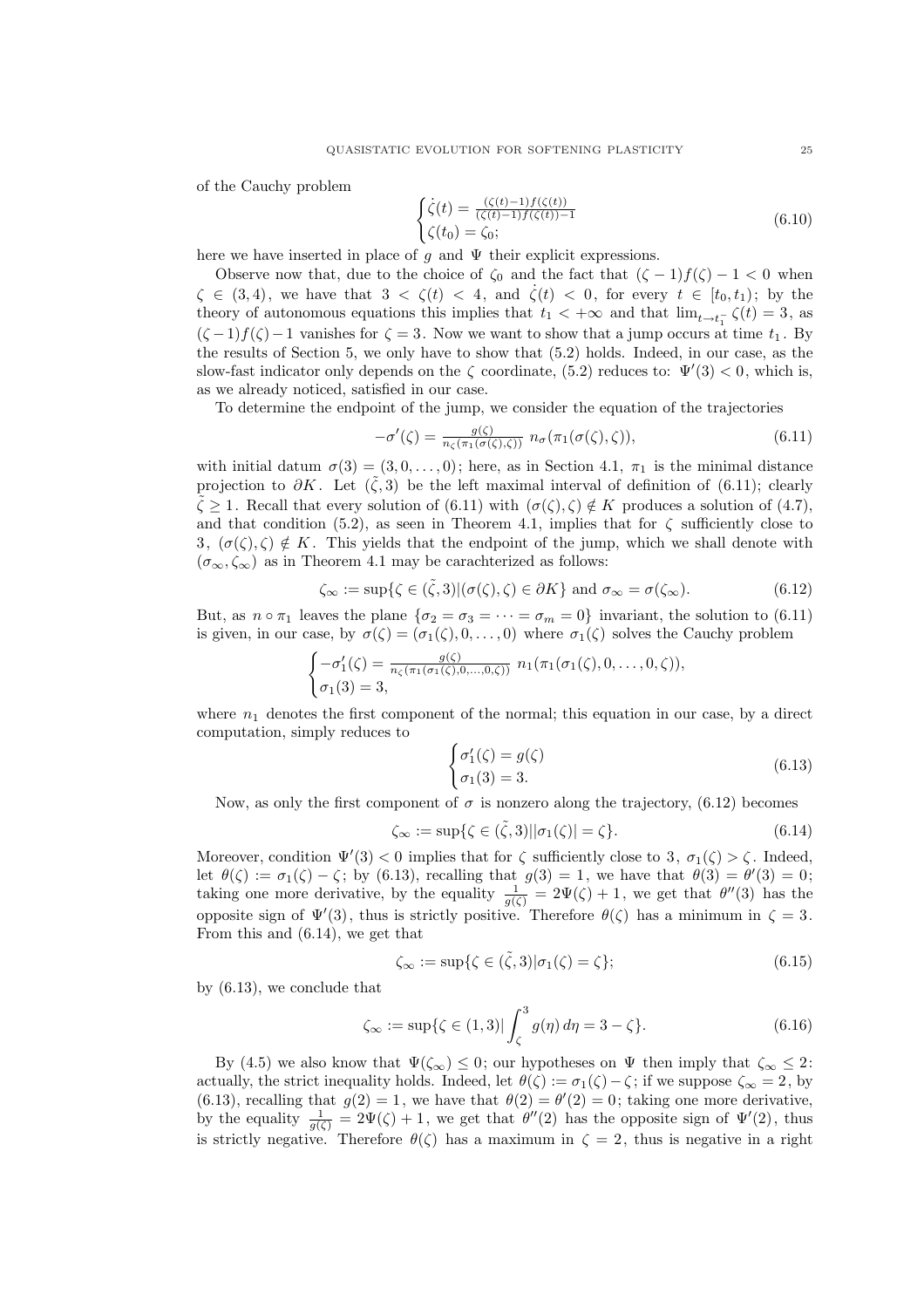of the Cauchy problem

$$
\begin{cases} \dot{\zeta}(t) = \frac{(\zeta(t)-1)f(\zeta(t))}{(\zeta(t)-1)f(\zeta(t))-1} \\ \zeta(t_0) = \zeta_0; \end{cases} \tag{6.10}
$$

here we have inserted in place of $g$ and $\Psi$ their explicit expressions.

Observe now that, due to the choice of $\zeta_0$ and the fact that $(\zeta-1)f(\zeta)-1<0$ when $\zeta \in (3,4)$, we have that $3<\zeta(t)<4$, and $\dot{\zeta}(t)<0$, for every $t \in [t_0, t_1)$; by the theory of autonomous equations this implies that $t_1 < +\infty$ and that $\lim_{t \to t_1^-} \zeta(t) = 3$, as $(\zeta-1)f(\zeta)-1$ vanishes for $\zeta=3$. Now we want to show that a jump occurs at time $t_1$. By the results of Section 5, we only have to show that (5.2) holds. Indeed, in our case, as the slow-fast indicator only depends on the $\zeta$ coordinate, (5.2) reduces to: $\Psi'(3)<0$, which is, as we already noticed, satisfied in our case.

To determine the endpoint of the jump, we consider the equation of the trajectories

$$
-\sigma'(\zeta) = \frac{g(\zeta)}{n_\zeta(\pi_1(\sigma(\zeta),\zeta))}\; n_\sigma(\pi_1(\sigma(\zeta),\zeta)), \tag{6.11}
$$

with initial datum $\sigma(3) = (3,0,\ldots,0)$; here, as in Section 4.1, $\pi_1$ is the minimal distance projection to $\partial K$. Let $(\tilde{\zeta},3)$ be the left maximal interval of definition of (6.11); clearly $\tilde{\zeta} \geq 1$. Recall that every solution of (6.11) with $(\sigma(\zeta),\zeta) \notin K$ produces a solution of (4.7), and that condition (5.2), as seen in Theorem 4.1, implies that for $\zeta$ sufficiently close to $3$, $(\sigma(\zeta),\zeta) \notin K$. This yields that the endpoint of the jump, which we shall denote with $(\sigma_\infty,\zeta_\infty)$ as in Theorem 4.1 may be carachterized as follows:

$$
\zeta_\infty := \sup\{\zeta \in (\tilde{\zeta},3) | (\sigma(\zeta),\zeta) \in \partial K\} \text{ and } \sigma_\infty = \sigma(\zeta_\infty). \tag{6.12}
$$

But, as $n \circ \pi_1$ leaves the plane $\{\sigma_2 = \sigma_3 = \cdots = \sigma_m = 0\}$ invariant, the solution to (6.11) is given, in our case, by $\sigma(\zeta) = (\sigma_1(\zeta),0,\ldots,0)$ where $\sigma_1(\zeta)$ solves the Cauchy problem

$$
\begin{cases} -\sigma_1'(\zeta) = \frac{g(\zeta)}{n_\zeta(\pi_1(\sigma_1(\zeta),0,\ldots,0,\zeta))}\; n_1(\pi_1(\sigma_1(\zeta),0,\ldots,0,\zeta)), \\ \sigma_1(3) = 3, \end{cases}
$$

where $n_1$ denotes the first component of the normal; this equation in our case, by a direct computation, simply reduces to

$$
\begin{cases} \sigma_1'(\zeta) = g(\zeta) \\ \sigma_1(3) = 3. \end{cases} \tag{6.13}
$$

Now, as only the first component of $\sigma$ is nonzero along the trajectory, (6.12) becomes

$$
\zeta_\infty := \sup\{\zeta \in (\tilde{\zeta},3) || \sigma_1(\zeta)| = \zeta\}. \tag{6.14}
$$

Moreover, condition $\Psi'(3)<0$ implies that for $\zeta$ sufficiently close to $3$, $\sigma_1(\zeta) > \zeta$. Indeed, let $\theta(\zeta) := \sigma_1(\zeta) - \zeta$; by (6.13), recalling that $g(3)=1$, we have that $\theta(3) = \theta'(3) = 0$; taking one more derivative, by the equality $\frac{1}{g(\zeta)} = 2\Psi(\zeta)+1$, we get that $\theta''(3)$ has the opposite sign of $\Psi'(3)$, thus is strictly positive. Therefore $\theta(\zeta)$ has a minimum in $\zeta=3$. From this and (6.14), we get that

$$
\zeta_\infty := \sup\{\zeta \in (\tilde{\zeta},3) | \sigma_1(\zeta) = \zeta\}; \tag{6.15}
$$

by (6.13), we conclude that

$$
\zeta_\infty := \sup\{\zeta \in (1,3) | \int_\zeta^3 g(\eta)\,d\eta = 3-\zeta\}. \tag{6.16}
$$

By (4.5) we also know that $\Psi(\zeta_\infty) \leq 0$; our hypotheses on $\Psi$ then imply that $\zeta_\infty \leq 2$: actually, the strict inequality holds. Indeed, let $\theta(\zeta) := \sigma_1(\zeta) - \zeta$; if we suppose $\zeta_\infty = 2$, by (6.13), recalling that $g(2)=1$, we have that $\theta(2) = \theta'(2) = 0$; taking one more derivative, by the equality $\frac{1}{g(\zeta)} = 2\Psi(\zeta)+1$, we get that $\theta''(2)$ has the opposite sign of $\Psi'(2)$, thus is strictly negative. Therefore $\theta(\zeta)$ has a maximum in $\zeta=2$, thus is negative in a right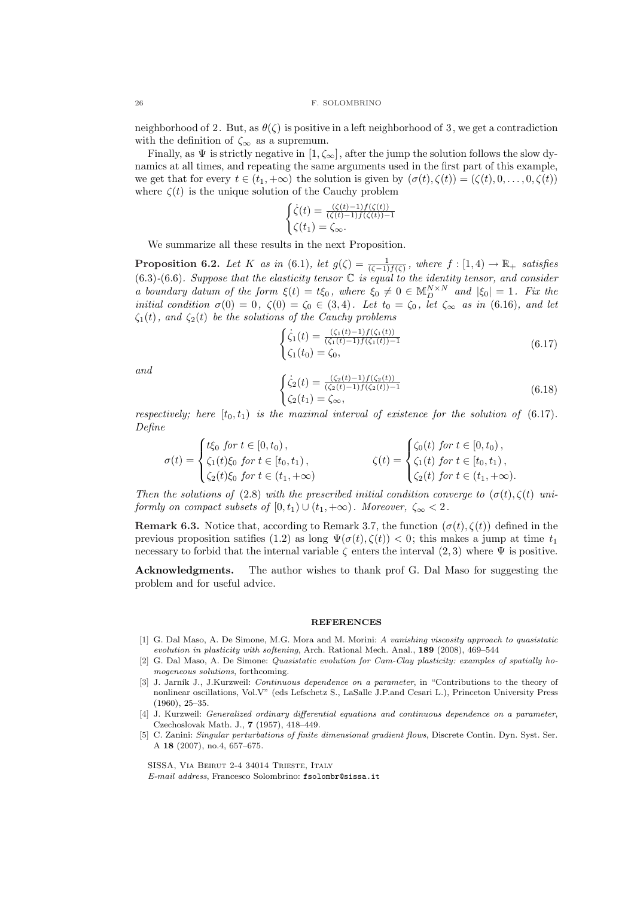neighborhood of 2. But, as $\theta(\zeta)$ is positive in a left neighborhood of 3, we get a contradiction with the definition of $\zeta_\infty$ as a supremum.

Finally, as $\Psi$ is strictly negative in $[1, \zeta_\infty]$, after the jump the solution follows the slow dynamics at all times, and repeating the same arguments used in the first part of this example, we get that for every $t \in (t_1, +\infty)$ the solution is given by $(\sigma(t), \zeta(t)) = (\zeta(t), 0, \dots, 0, \zeta(t))$ where $\zeta(t)$ is the unique solution of the Cauchy problem

$$\begin{cases} \dot{\zeta}(t) = \frac{(\zeta(t)-1)f(\zeta(t))}{(\zeta(t)-1)f(\zeta(t))-1} \\ \zeta(t_1) = \zeta_\infty. \end{cases}$$

We summarize all these results in the next Proposition.

**Proposition 6.2.** *Let $K$ as in (6.1), let $g(\zeta) = \frac{1}{(\zeta-1)f(\zeta)}$, where $f : [1,4) \to \mathbb{R}_+$ satisfies (6.3)-(6.6). Suppose that the elasticity tensor $\mathbb{C}$ is equal to the identity tensor, and consider a boundary datum of the form $\xi(t) = t\xi_0$, where $\xi_0 \neq 0 \in \mathbb{M}^{N\times N}_D$ and $|\xi_0| = 1$. Fix the initial condition $\sigma(0) = 0$, $\zeta(0) = \zeta_0 \in (3,4)$. Let $t_0 = \zeta_0$, let $\zeta_\infty$ as in (6.16), and let $\zeta_1(t)$, and $\zeta_2(t)$ be the solutions of the Cauchy problems*

$$\begin{cases} \dot{\zeta}_1(t) = \frac{(\zeta_1(t)-1)f(\zeta_1(t))}{(\zeta_1(t)-1)f(\zeta_1(t))-1} \\ \zeta_1(t_0) = \zeta_0, \end{cases} \tag{6.17}$$

*and*

$$\begin{cases} \dot{\zeta}_2(t) = \frac{(\zeta_2(t)-1)f(\zeta_2(t))}{(\zeta_2(t)-1)f(\zeta_2(t))-1} \\ \zeta_2(t_1) = \zeta_\infty, \end{cases} \tag{6.18}$$

*respectively; here $[t_0, t_1)$ is the maximal interval of existence for the solution of (6.17). Define*

$$\sigma(t) = \begin{cases} t\xi_0 \text{ for } t \in [0, t_0), \\ \zeta_1(t)\xi_0 \text{ for } t \in [t_0, t_1), \\ \zeta_2(t)\xi_0 \text{ for } t \in (t_1, +\infty) \end{cases} \qquad \zeta(t) = \begin{cases} \zeta_0(t) \text{ for } t \in [0, t_0), \\ \zeta_1(t) \text{ for } t \in [t_0, t_1), \\ \zeta_2(t) \text{ for } t \in (t_1, +\infty). \end{cases}$$

*Then the solutions of (2.8) with the prescribed initial condition converge to $(\sigma(t), \zeta(t))$ uniformly on compact subsets of $[0, t_1) \cup (t_1, +\infty)$. Moreover, $\zeta_\infty < 2$.*

**Remark 6.3.** Notice that, according to Remark 3.7, the function $(\sigma(t), \zeta(t))$ defined in the previous proposition satisfies (1.2) as long $\Psi(\sigma(t), \zeta(t)) < 0$; this makes a jump at time $t_1$ necessary to forbid that the internal variable $\zeta$ enters the interval $(2,3)$ where $\Psi$ is positive.

**Acknowledgments.** The author wishes to thank prof G. Dal Maso for suggesting the problem and for useful advice.

## REFERENCES

[1] G. Dal Maso, A. De Simone, M.G. Mora and M. Morini: *A vanishing viscosity approach to quasistatic evolution in plasticity with softening*, Arch. Rational Mech. Anal., **189** (2008), 469–544

[2] G. Dal Maso, A. De Simone: *Quasistatic evolution for Cam-Clay plasticity: examples of spatially homogeneous solutions*, forthcoming.

[3] J. Jarník J., J.Kurzweil: *Continuous dependence on a parameter*, in "Contributions to the theory of nonlinear oscillations, Vol.V" (eds Lefschetz S., LaSalle J.P.and Cesari L.), Princeton University Press (1960), 25–35.

[4] J. Kurzweil: *Generalized ordinary differential equations and continuous dependence on a parameter*, Czechoslovak Math. J., **7** (1957), 418–449.

[5] C. Zanini: *Singular perturbations of finite dimensional gradient flows*, Discrete Contin. Dyn. Syst. Ser. A **18** (2007), no.4, 657–675.

SISSA, Via Beirut 2-4 34014 Trieste, Italy
*E-mail address*, Francesco Solombrino: fsolombr@sissa.it